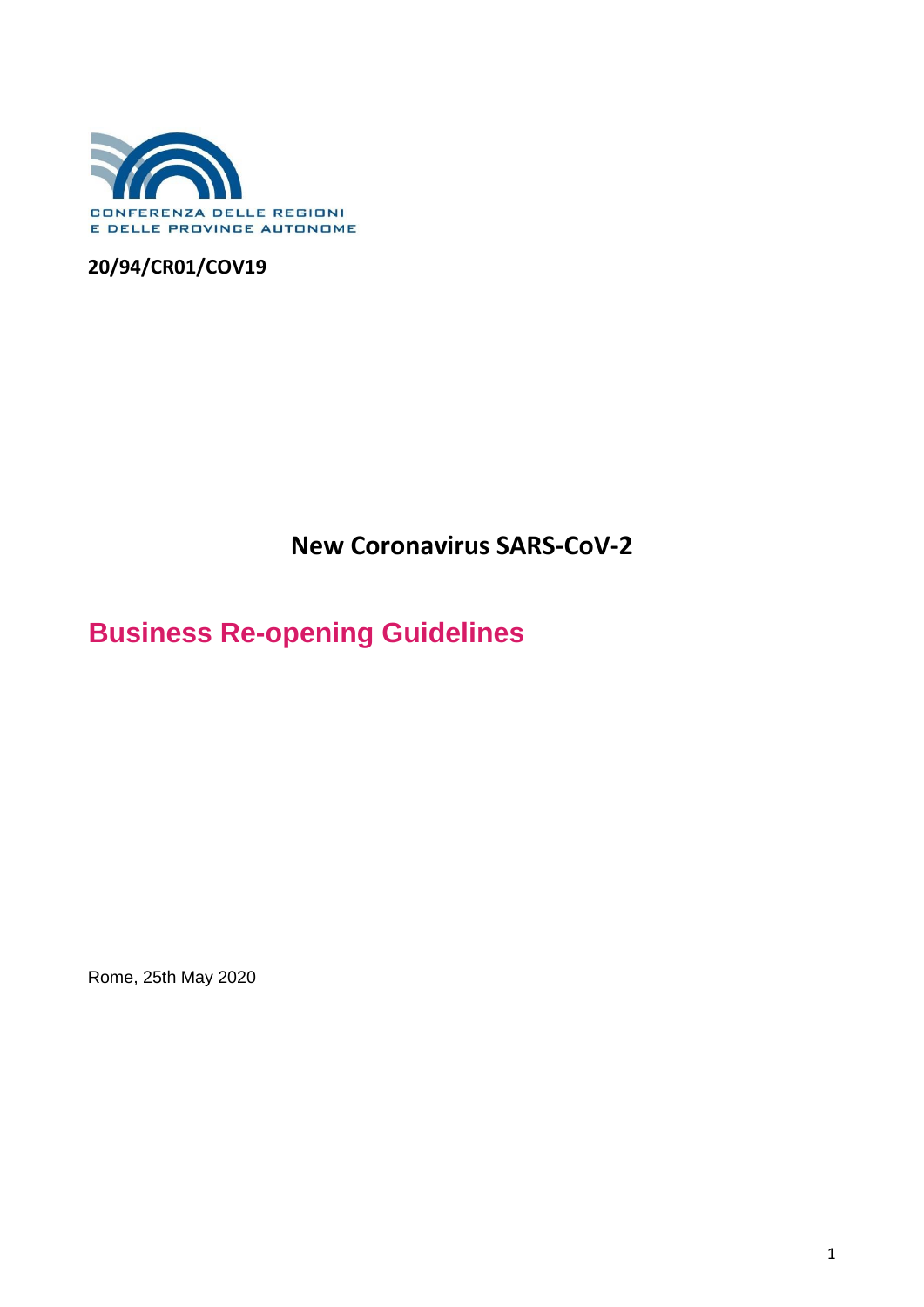CONFERENZA DELLE REGIONI
E DELLE PROVINCE AUTONOME

**20/94/CR01/COV19**

## New Coronavirus SARS-CoV-2

# Business Re-opening Guidelines

Rome, 25th May 2020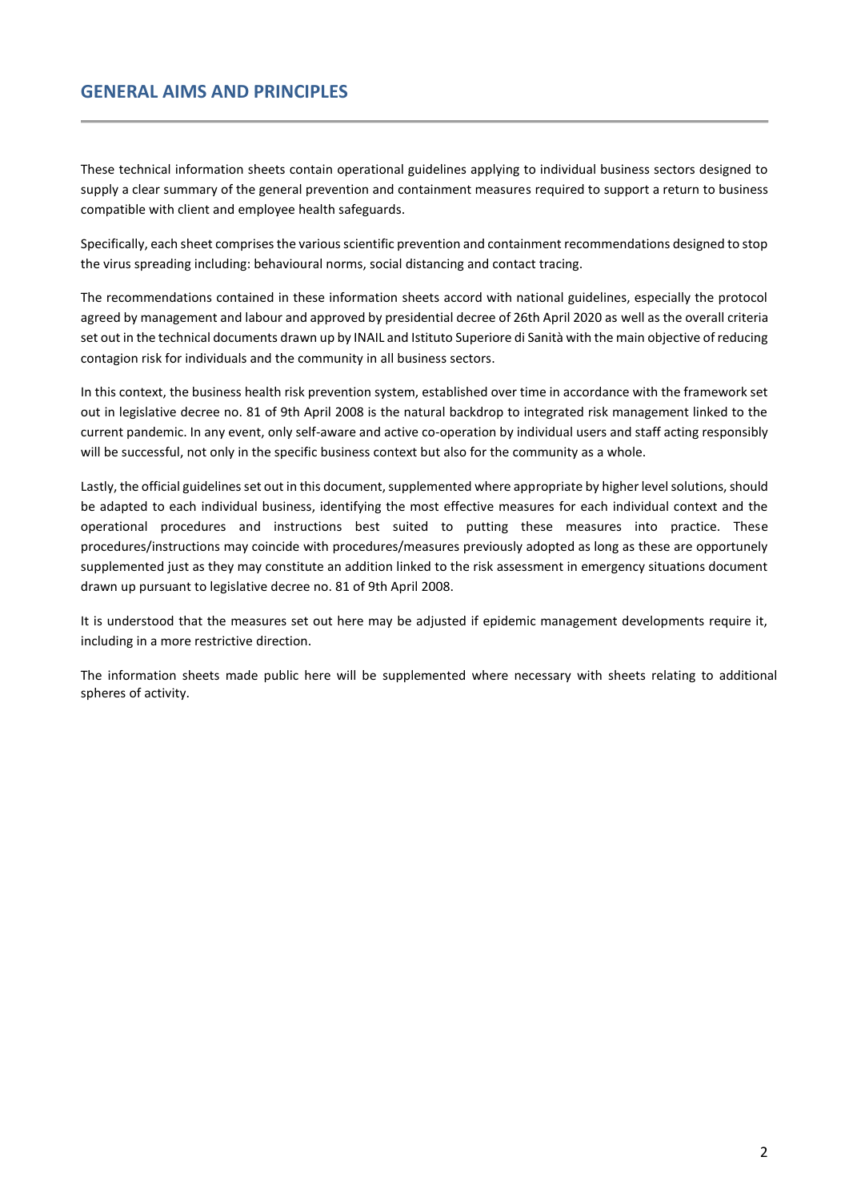## GENERAL AIMS AND PRINCIPLES

These technical information sheets contain operational guidelines applying to individual business sectors designed to supply a clear summary of the general prevention and containment measures required to support a return to business compatible with client and employee health safeguards.

Specifically, each sheet comprises the various scientific prevention and containment recommendations designed to stop the virus spreading including: behavioural norms, social distancing and contact tracing.

The recommendations contained in these information sheets accord with national guidelines, especially the protocol agreed by management and labour and approved by presidential decree of 26th April 2020 as well as the overall criteria set out in the technical documents drawn up by INAIL and Istituto Superiore di Sanità with the main objective of reducing contagion risk for individuals and the community in all business sectors.

In this context, the business health risk prevention system, established over time in accordance with the framework set out in legislative decree no. 81 of 9th April 2008 is the natural backdrop to integrated risk management linked to the current pandemic. In any event, only self-aware and active co-operation by individual users and staff acting responsibly will be successful, not only in the specific business context but also for the community as a whole.

Lastly, the official guidelines set out in this document, supplemented where appropriate by higher level solutions, should be adapted to each individual business, identifying the most effective measures for each individual context and the operational procedures and instructions best suited to putting these measures into practice. These procedures/instructions may coincide with procedures/measures previously adopted as long as these are opportunely supplemented just as they may constitute an addition linked to the risk assessment in emergency situations document drawn up pursuant to legislative decree no. 81 of 9th April 2008.

It is understood that the measures set out here may be adjusted if epidemic management developments require it, including in a more restrictive direction.

The information sheets made public here will be supplemented where necessary with sheets relating to additional spheres of activity.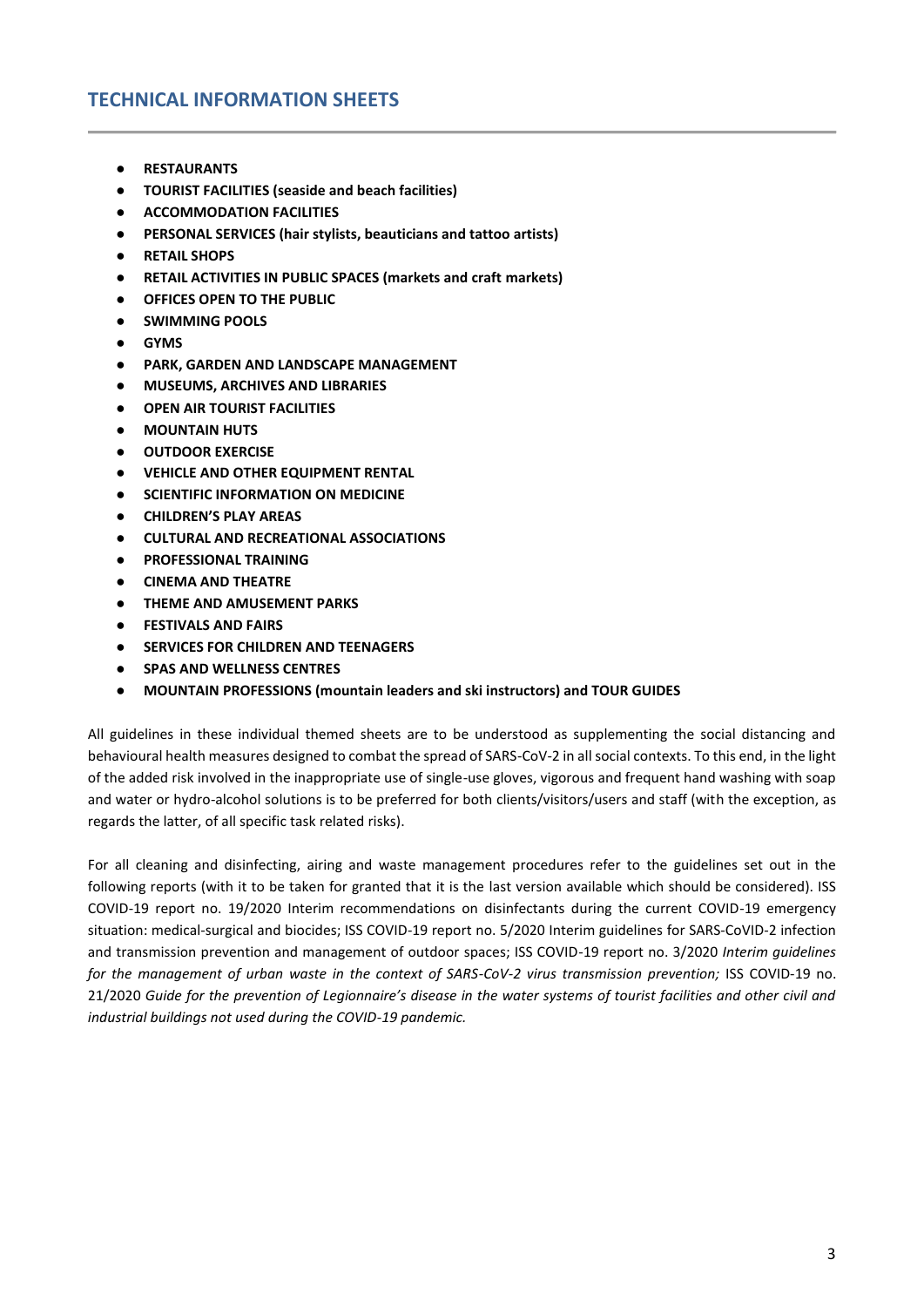## TECHNICAL INFORMATION SHEETS

- **RESTAURANTS**
- **TOURIST FACILITIES (seaside and beach facilities)**
- **ACCOMMODATION FACILITIES**
- **PERSONAL SERVICES (hair stylists, beauticians and tattoo artists)**
- **RETAIL SHOPS**
- **RETAIL ACTIVITIES IN PUBLIC SPACES (markets and craft markets)**
- **OFFICES OPEN TO THE PUBLIC**
- **SWIMMING POOLS**
- **GYMS**
- **PARK, GARDEN AND LANDSCAPE MANAGEMENT**
- **MUSEUMS, ARCHIVES AND LIBRARIES**
- **OPEN AIR TOURIST FACILITIES**
- **MOUNTAIN HUTS**
- **OUTDOOR EXERCISE**
- **VEHICLE AND OTHER EQUIPMENT RENTAL**
- **SCIENTIFIC INFORMATION ON MEDICINE**
- **CHILDREN'S PLAY AREAS**
- **CULTURAL AND RECREATIONAL ASSOCIATIONS**
- **PROFESSIONAL TRAINING**
- **CINEMA AND THEATRE**
- **THEME AND AMUSEMENT PARKS**
- **FESTIVALS AND FAIRS**
- **SERVICES FOR CHILDREN AND TEENAGERS**
- **SPAS AND WELLNESS CENTRES**
- **MOUNTAIN PROFESSIONS (mountain leaders and ski instructors) and TOUR GUIDES**

All guidelines in these individual themed sheets are to be understood as supplementing the social distancing and behavioural health measures designed to combat the spread of SARS-CoV-2 in all social contexts. To this end, in the light of the added risk involved in the inappropriate use of single-use gloves, vigorous and frequent hand washing with soap and water or hydro-alcohol solutions is to be preferred for both clients/visitors/users and staff (with the exception, as regards the latter, of all specific task related risks).

For all cleaning and disinfecting, airing and waste management procedures refer to the guidelines set out in the following reports (with it to be taken for granted that it is the last version available which should be considered). ISS COVID-19 report no. 19/2020 Interim recommendations on disinfectants during the current COVID-19 emergency situation: medical-surgical and biocides; ISS COVID-19 report no. 5/2020 Interim guidelines for SARS-CoVID-2 infection and transmission prevention and management of outdoor spaces; ISS COVID-19 report no. 3/2020 *Interim guidelines for the management of urban waste in the context of SARS-CoV-2 virus transmission prevention;* ISS COVID-19 no. 21/2020 *Guide for the prevention of Legionnaire's disease in the water systems of tourist facilities and other civil and industrial buildings not used during the COVID-19 pandemic.*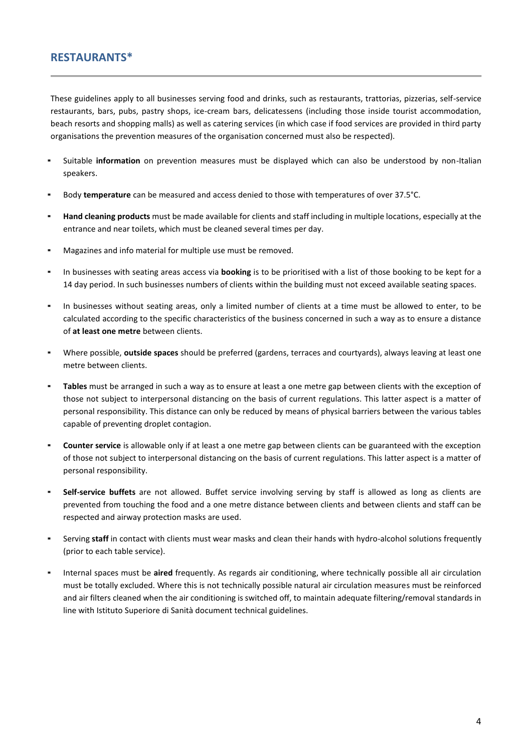## RESTAURANTS*

These guidelines apply to all businesses serving food and drinks, such as restaurants, trattorias, pizzerias, self-service restaurants, bars, pubs, pastry shops, ice-cream bars, delicatessens (including those inside tourist accommodation, beach resorts and shopping malls) as well as catering services (in which case if food services are provided in third party organisations the prevention measures of the organisation concerned must also be respected).

- Suitable **information** on prevention measures must be displayed which can also be understood by non-Italian speakers.
- Body **temperature** can be measured and access denied to those with temperatures of over 37.5°C.
- **Hand cleaning products** must be made available for clients and staff including in multiple locations, especially at the entrance and near toilets, which must be cleaned several times per day.
- Magazines and info material for multiple use must be removed.
- In businesses with seating areas access via **booking** is to be prioritised with a list of those booking to be kept for a 14 day period. In such businesses numbers of clients within the building must not exceed available seating spaces.
- In businesses without seating areas, only a limited number of clients at a time must be allowed to enter, to be calculated according to the specific characteristics of the business concerned in such a way as to ensure a distance of **at least one metre** between clients.
- Where possible, **outside spaces** should be preferred (gardens, terraces and courtyards), always leaving at least one metre between clients.
- **Tables** must be arranged in such a way as to ensure at least a one metre gap between clients with the exception of those not subject to interpersonal distancing on the basis of current regulations. This latter aspect is a matter of personal responsibility. This distance can only be reduced by means of physical barriers between the various tables capable of preventing droplet contagion.
- **Counter service** is allowable only if at least a one metre gap between clients can be guaranteed with the exception of those not subject to interpersonal distancing on the basis of current regulations. This latter aspect is a matter of personal responsibility.
- **Self-service buffets** are not allowed. Buffet service involving serving by staff is allowed as long as clients are prevented from touching the food and a one metre distance between clients and between clients and staff can be respected and airway protection masks are used.
- Serving **staff** in contact with clients must wear masks and clean their hands with hydro-alcohol solutions frequently (prior to each table service).
- Internal spaces must be **aired** frequently. As regards air conditioning, where technically possible all air circulation must be totally excluded. Where this is not technically possible natural air circulation measures must be reinforced and air filters cleaned when the air conditioning is switched off, to maintain adequate filtering/removal standards in line with Istituto Superiore di Sanità document technical guidelines.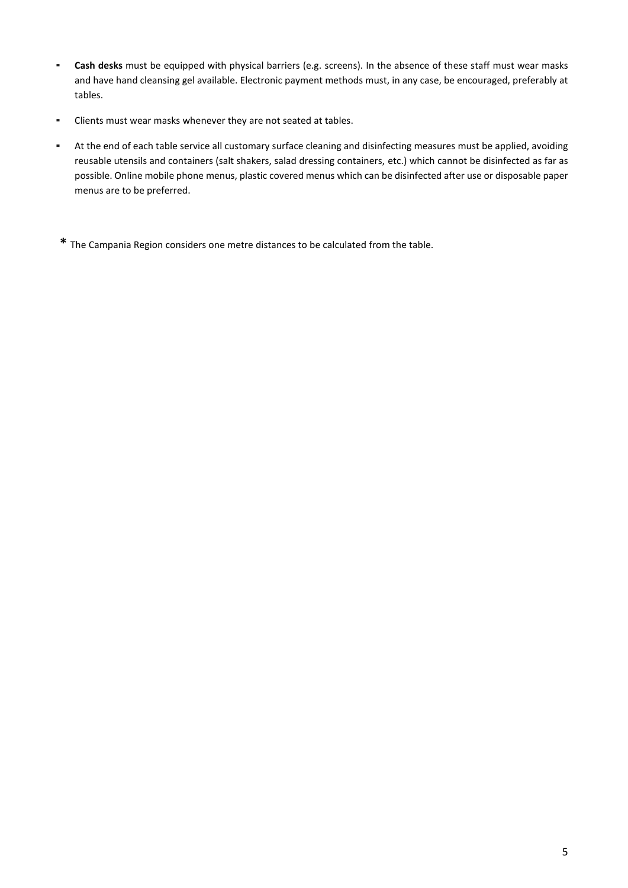- **Cash desks** must be equipped with physical barriers (e.g. screens). In the absence of these staff must wear masks and have hand cleansing gel available. Electronic payment methods must, in any case, be encouraged, preferably at tables.

- Clients must wear masks whenever they are not seated at tables.

- At the end of each table service all customary surface cleaning and disinfecting measures must be applied, avoiding reusable utensils and containers (salt shakers, salad dressing containers, etc.) which cannot be disinfected as far as possible. Online mobile phone menus, plastic covered menus which can be disinfected after use or disposable paper menus are to be preferred.

**\*** The Campania Region considers one metre distances to be calculated from the table.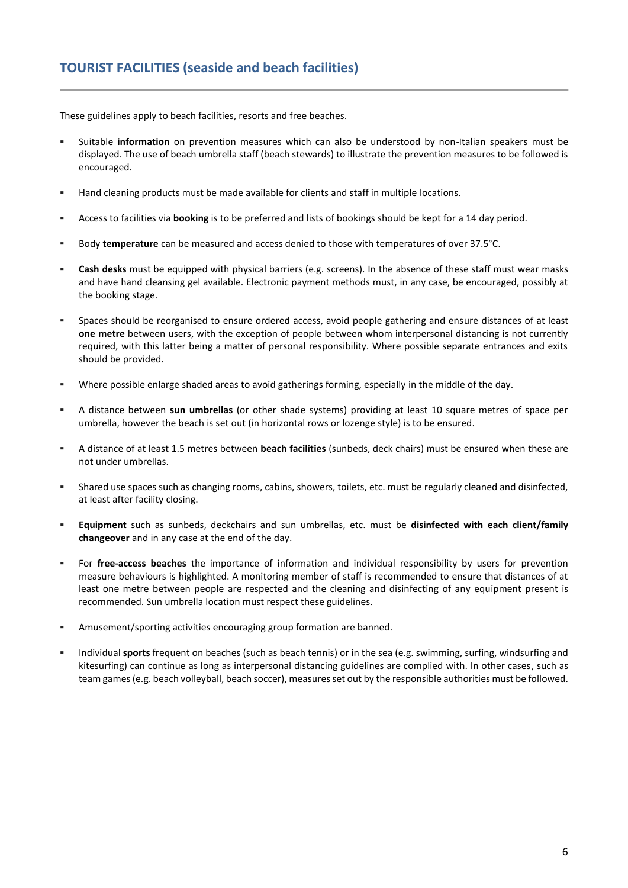## TOURIST FACILITIES (seaside and beach facilities)

These guidelines apply to beach facilities, resorts and free beaches.

- Suitable **information** on prevention measures which can also be understood by non-Italian speakers must be displayed. The use of beach umbrella staff (beach stewards) to illustrate the prevention measures to be followed is encouraged.
- Hand cleaning products must be made available for clients and staff in multiple locations.
- Access to facilities via **booking** is to be preferred and lists of bookings should be kept for a 14 day period.
- Body **temperature** can be measured and access denied to those with temperatures of over 37.5°C.
- **Cash desks** must be equipped with physical barriers (e.g. screens). In the absence of these staff must wear masks and have hand cleansing gel available. Electronic payment methods must, in any case, be encouraged, possibly at the booking stage.
- Spaces should be reorganised to ensure ordered access, avoid people gathering and ensure distances of at least **one metre** between users, with the exception of people between whom interpersonal distancing is not currently required, with this latter being a matter of personal responsibility. Where possible separate entrances and exits should be provided.
- Where possible enlarge shaded areas to avoid gatherings forming, especially in the middle of the day.
- A distance between **sun umbrellas** (or other shade systems) providing at least 10 square metres of space per umbrella, however the beach is set out (in horizontal rows or lozenge style) is to be ensured.
- A distance of at least 1.5 metres between **beach facilities** (sunbeds, deck chairs) must be ensured when these are not under umbrellas.
- Shared use spaces such as changing rooms, cabins, showers, toilets, etc. must be regularly cleaned and disinfected, at least after facility closing.
- **Equipment** such as sunbeds, deckchairs and sun umbrellas, etc. must be **disinfected with each client/family changeover** and in any case at the end of the day.
- For **free-access beaches** the importance of information and individual responsibility by users for prevention measure behaviours is highlighted. A monitoring member of staff is recommended to ensure that distances of at least one metre between people are respected and the cleaning and disinfecting of any equipment present is recommended. Sun umbrella location must respect these guidelines.
- Amusement/sporting activities encouraging group formation are banned.
- Individual **sports** frequent on beaches (such as beach tennis) or in the sea (e.g. swimming, surfing, windsurfing and kitesurfing) can continue as long as interpersonal distancing guidelines are complied with. In other cases, such as team games (e.g. beach volleyball, beach soccer), measures set out by the responsible authorities must be followed.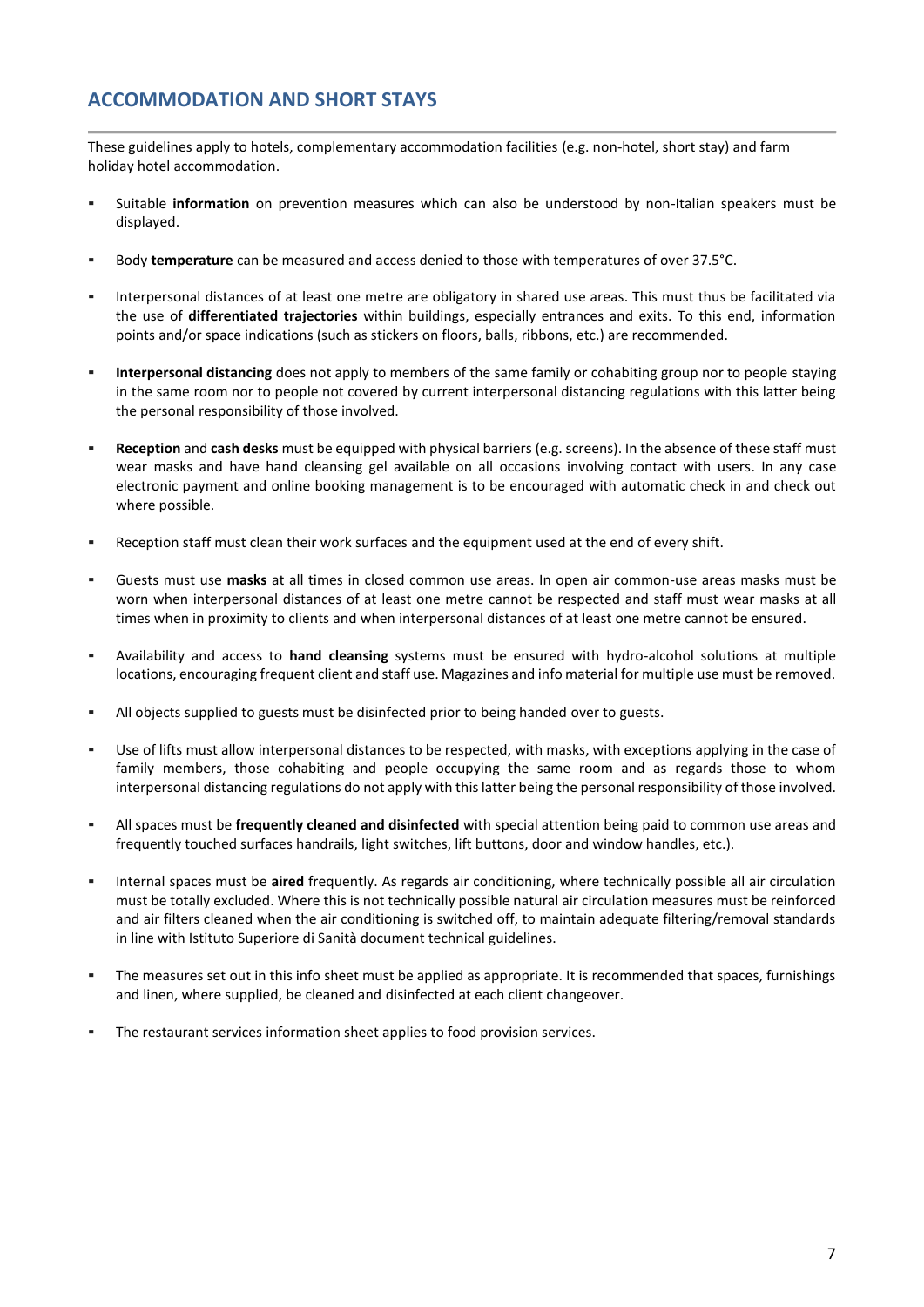## ACCOMMODATION AND SHORT STAYS

These guidelines apply to hotels, complementary accommodation facilities (e.g. non-hotel, short stay) and farm holiday hotel accommodation.

- Suitable **information** on prevention measures which can also be understood by non-Italian speakers must be displayed.
- Body **temperature** can be measured and access denied to those with temperatures of over 37.5°C.
- Interpersonal distances of at least one metre are obligatory in shared use areas. This must thus be facilitated via the use of **differentiated trajectories** within buildings, especially entrances and exits. To this end, information points and/or space indications (such as stickers on floors, balls, ribbons, etc.) are recommended.
- **Interpersonal distancing** does not apply to members of the same family or cohabiting group nor to people staying in the same room nor to people not covered by current interpersonal distancing regulations with this latter being the personal responsibility of those involved.
- **Reception** and **cash desks** must be equipped with physical barriers (e.g. screens). In the absence of these staff must wear masks and have hand cleansing gel available on all occasions involving contact with users. In any case electronic payment and online booking management is to be encouraged with automatic check in and check out where possible.
- Reception staff must clean their work surfaces and the equipment used at the end of every shift.
- Guests must use **masks** at all times in closed common use areas. In open air common-use areas masks must be worn when interpersonal distances of at least one metre cannot be respected and staff must wear masks at all times when in proximity to clients and when interpersonal distances of at least one metre cannot be ensured.
- Availability and access to **hand cleansing** systems must be ensured with hydro-alcohol solutions at multiple locations, encouraging frequent client and staff use. Magazines and info material for multiple use must be removed.
- All objects supplied to guests must be disinfected prior to being handed over to guests.
- Use of lifts must allow interpersonal distances to be respected, with masks, with exceptions applying in the case of family members, those cohabiting and people occupying the same room and as regards those to whom interpersonal distancing regulations do not apply with this latter being the personal responsibility of those involved.
- All spaces must be **frequently cleaned and disinfected** with special attention being paid to common use areas and frequently touched surfaces handrails, light switches, lift buttons, door and window handles, etc.).
- Internal spaces must be **aired** frequently. As regards air conditioning, where technically possible all air circulation must be totally excluded. Where this is not technically possible natural air circulation measures must be reinforced and air filters cleaned when the air conditioning is switched off, to maintain adequate filtering/removal standards in line with Istituto Superiore di Sanità document technical guidelines.
- The measures set out in this info sheet must be applied as appropriate. It is recommended that spaces, furnishings and linen, where supplied, be cleaned and disinfected at each client changeover.
- The restaurant services information sheet applies to food provision services.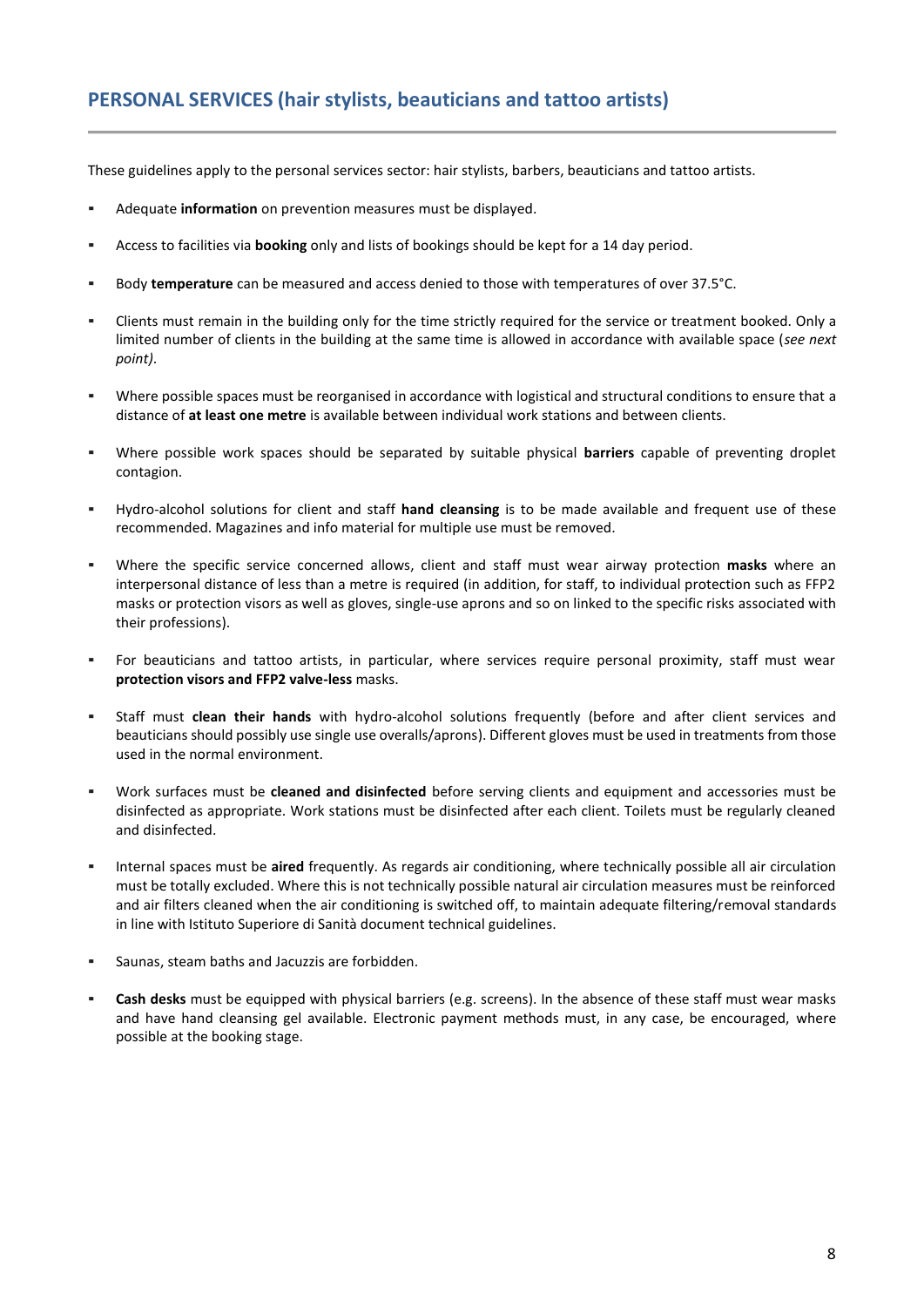## PERSONAL SERVICES (hair stylists, beauticians and tattoo artists)

These guidelines apply to the personal services sector: hair stylists, barbers, beauticians and tattoo artists.

- Adequate **information** on prevention measures must be displayed.
- Access to facilities via **booking** only and lists of bookings should be kept for a 14 day period.
- Body **temperature** can be measured and access denied to those with temperatures of over 37.5°C.
- Clients must remain in the building only for the time strictly required for the service or treatment booked. Only a limited number of clients in the building at the same time is allowed in accordance with available space (*see next point)*.
- Where possible spaces must be reorganised in accordance with logistical and structural conditions to ensure that a distance of **at least one metre** is available between individual work stations and between clients.
- Where possible work spaces should be separated by suitable physical **barriers** capable of preventing droplet contagion.
- Hydro-alcohol solutions for client and staff **hand cleansing** is to be made available and frequent use of these recommended. Magazines and info material for multiple use must be removed.
- Where the specific service concerned allows, client and staff must wear airway protection **masks** where an interpersonal distance of less than a metre is required (in addition, for staff, to individual protection such as FFP2 masks or protection visors as well as gloves, single-use aprons and so on linked to the specific risks associated with their professions).
- For beauticians and tattoo artists, in particular, where services require personal proximity, staff must wear **protection visors and FFP2 valve-less** masks.
- Staff must **clean their hands** with hydro-alcohol solutions frequently (before and after client services and beauticians should possibly use single use overalls/aprons). Different gloves must be used in treatments from those used in the normal environment.
- Work surfaces must be **cleaned and disinfected** before serving clients and equipment and accessories must be disinfected as appropriate. Work stations must be disinfected after each client. Toilets must be regularly cleaned and disinfected.
- Internal spaces must be **aired** frequently. As regards air conditioning, where technically possible all air circulation must be totally excluded. Where this is not technically possible natural air circulation measures must be reinforced and air filters cleaned when the air conditioning is switched off, to maintain adequate filtering/removal standards in line with Istituto Superiore di Sanità document technical guidelines.
- Saunas, steam baths and Jacuzzis are forbidden.
- **Cash desks** must be equipped with physical barriers (e.g. screens). In the absence of these staff must wear masks and have hand cleansing gel available. Electronic payment methods must, in any case, be encouraged, where possible at the booking stage.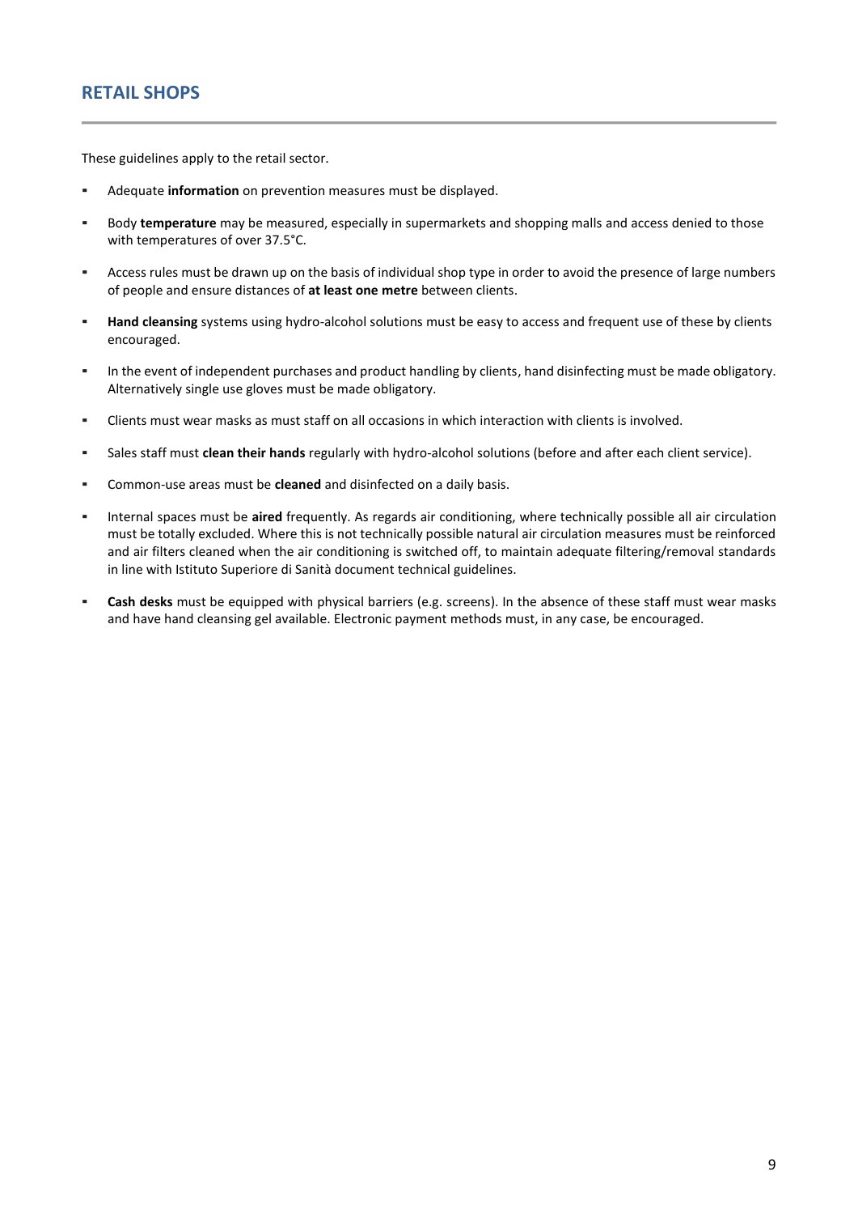## RETAIL SHOPS

These guidelines apply to the retail sector.

- Adequate **information** on prevention measures must be displayed.
- Body **temperature** may be measured, especially in supermarkets and shopping malls and access denied to those with temperatures of over 37.5°C.
- Access rules must be drawn up on the basis of individual shop type in order to avoid the presence of large numbers of people and ensure distances of **at least one metre** between clients.
- **Hand cleansing** systems using hydro-alcohol solutions must be easy to access and frequent use of these by clients encouraged.
- In the event of independent purchases and product handling by clients, hand disinfecting must be made obligatory. Alternatively single use gloves must be made obligatory.
- Clients must wear masks as must staff on all occasions in which interaction with clients is involved.
- Sales staff must **clean their hands** regularly with hydro-alcohol solutions (before and after each client service).
- Common-use areas must be **cleaned** and disinfected on a daily basis.
- Internal spaces must be **aired** frequently. As regards air conditioning, where technically possible all air circulation must be totally excluded. Where this is not technically possible natural air circulation measures must be reinforced and air filters cleaned when the air conditioning is switched off, to maintain adequate filtering/removal standards in line with Istituto Superiore di Sanità document technical guidelines.
- **Cash desks** must be equipped with physical barriers (e.g. screens). In the absence of these staff must wear masks and have hand cleansing gel available. Electronic payment methods must, in any case, be encouraged.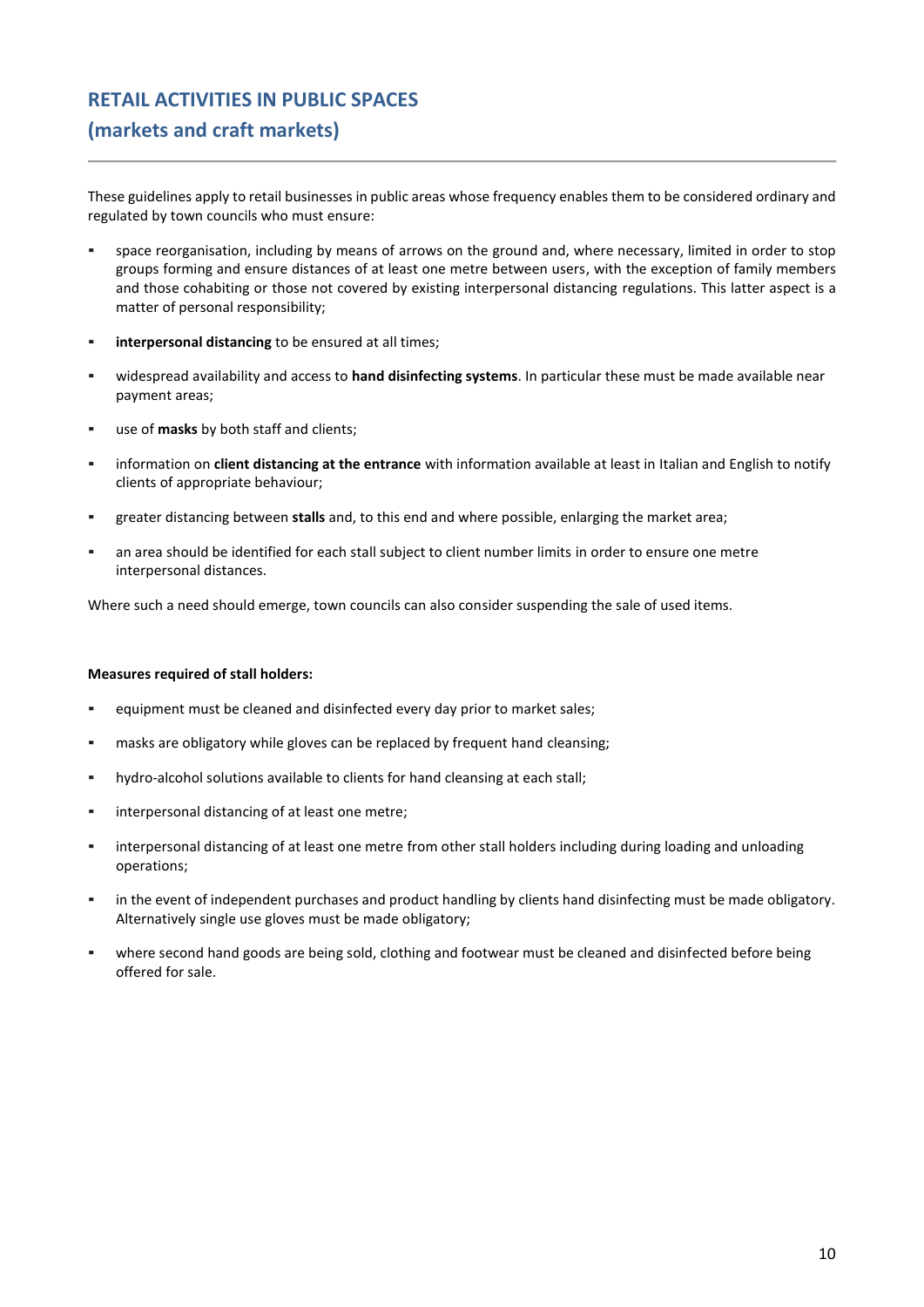## RETAIL ACTIVITIES IN PUBLIC SPACES
## (markets and craft markets)

These guidelines apply to retail businesses in public areas whose frequency enables them to be considered ordinary and regulated by town councils who must ensure:

- space reorganisation, including by means of arrows on the ground and, where necessary, limited in order to stop groups forming and ensure distances of at least one metre between users, with the exception of family members and those cohabiting or those not covered by existing interpersonal distancing regulations. This latter aspect is a matter of personal responsibility;
- **interpersonal distancing** to be ensured at all times;
- widespread availability and access to **hand disinfecting systems**. In particular these must be made available near payment areas;
- use of **masks** by both staff and clients;
- information on **client distancing at the entrance** with information available at least in Italian and English to notify clients of appropriate behaviour;
- greater distancing between **stalls** and, to this end and where possible, enlarging the market area;
- an area should be identified for each stall subject to client number limits in order to ensure one metre interpersonal distances.

Where such a need should emerge, town councils can also consider suspending the sale of used items.

**Measures required of stall holders:**

- equipment must be cleaned and disinfected every day prior to market sales;
- masks are obligatory while gloves can be replaced by frequent hand cleansing;
- hydro-alcohol solutions available to clients for hand cleansing at each stall;
- interpersonal distancing of at least one metre;
- interpersonal distancing of at least one metre from other stall holders including during loading and unloading operations;
- in the event of independent purchases and product handling by clients hand disinfecting must be made obligatory. Alternatively single use gloves must be made obligatory;
- where second hand goods are being sold, clothing and footwear must be cleaned and disinfected before being offered for sale.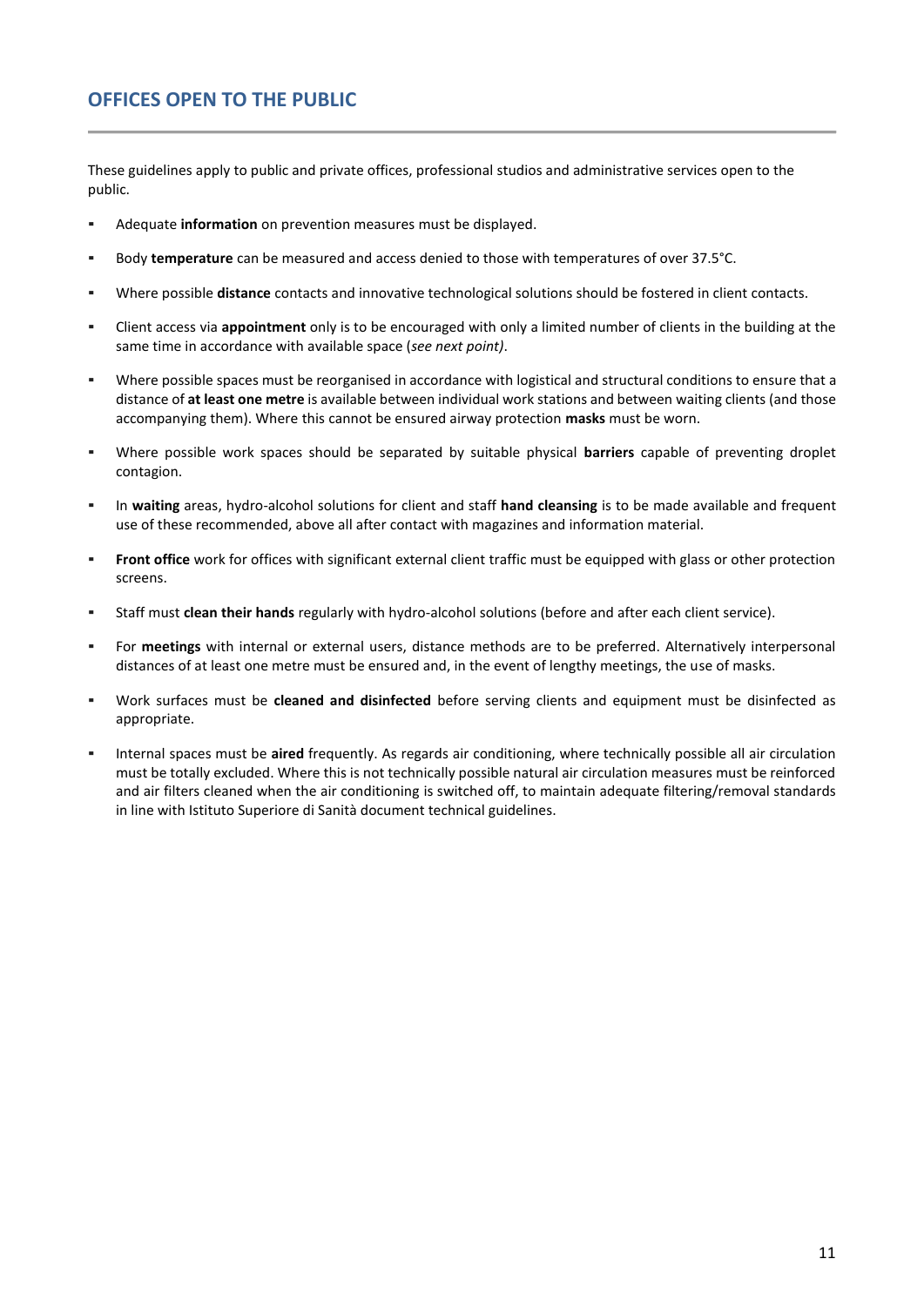## OFFICES OPEN TO THE PUBLIC

These guidelines apply to public and private offices, professional studios and administrative services open to the public.

- Adequate **information** on prevention measures must be displayed.
- Body **temperature** can be measured and access denied to those with temperatures of over 37.5°C.
- Where possible **distance** contacts and innovative technological solutions should be fostered in client contacts.
- Client access via **appointment** only is to be encouraged with only a limited number of clients in the building at the same time in accordance with available space (*see next point)*.
- Where possible spaces must be reorganised in accordance with logistical and structural conditions to ensure that a distance of **at least one metre** is available between individual work stations and between waiting clients (and those accompanying them). Where this cannot be ensured airway protection **masks** must be worn.
- Where possible work spaces should be separated by suitable physical **barriers** capable of preventing droplet contagion.
- In **waiting** areas, hydro-alcohol solutions for client and staff **hand cleansing** is to be made available and frequent use of these recommended, above all after contact with magazines and information material.
- **Front office** work for offices with significant external client traffic must be equipped with glass or other protection screens.
- Staff must **clean their hands** regularly with hydro-alcohol solutions (before and after each client service).
- For **meetings** with internal or external users, distance methods are to be preferred. Alternatively interpersonal distances of at least one metre must be ensured and, in the event of lengthy meetings, the use of masks.
- Work surfaces must be **cleaned and disinfected** before serving clients and equipment must be disinfected as appropriate.
- Internal spaces must be **aired** frequently. As regards air conditioning, where technically possible all air circulation must be totally excluded. Where this is not technically possible natural air circulation measures must be reinforced and air filters cleaned when the air conditioning is switched off, to maintain adequate filtering/removal standards in line with Istituto Superiore di Sanità document technical guidelines.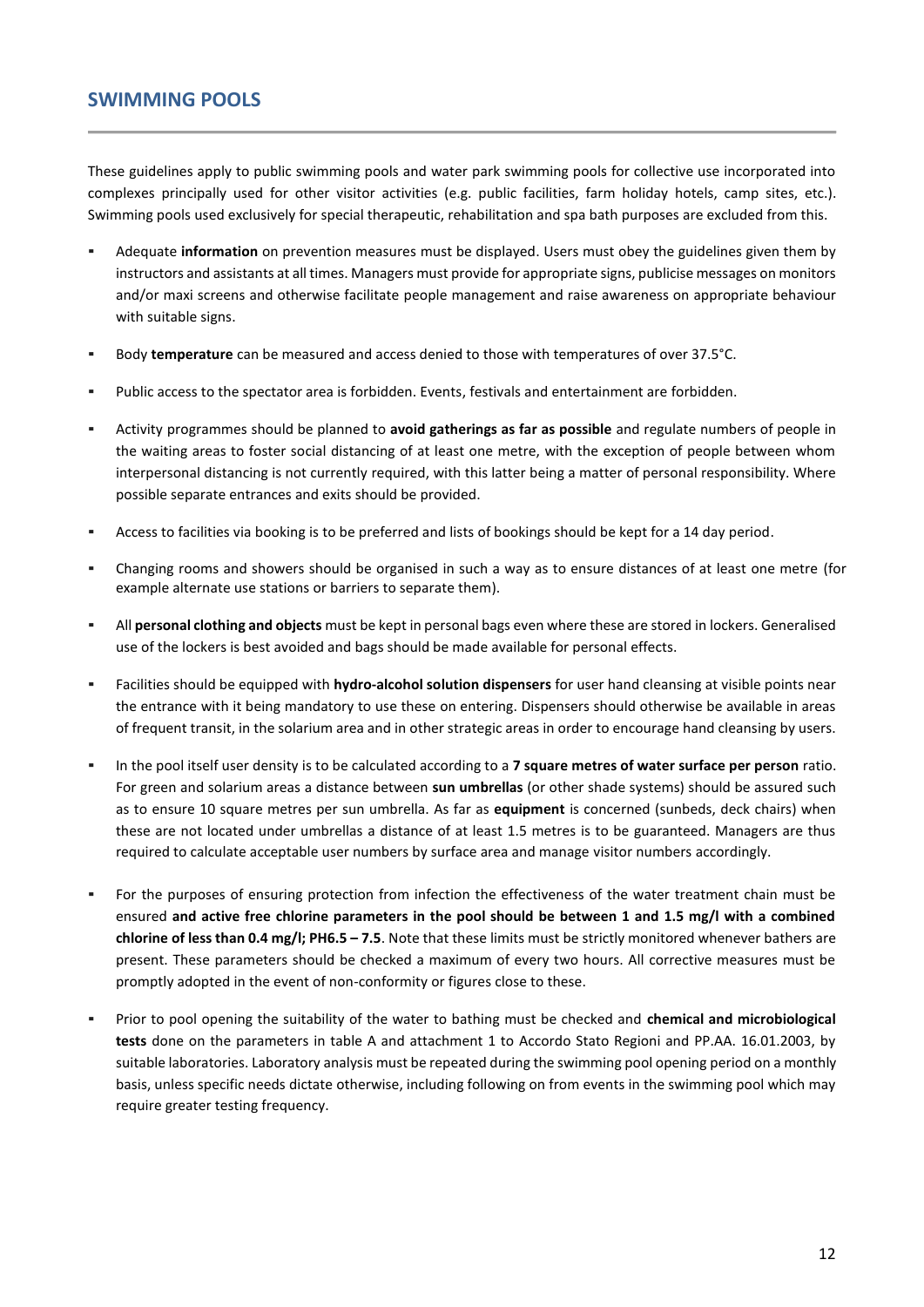## SWIMMING POOLS

These guidelines apply to public swimming pools and water park swimming pools for collective use incorporated into complexes principally used for other visitor activities (e.g. public facilities, farm holiday hotels, camp sites, etc.). Swimming pools used exclusively for special therapeutic, rehabilitation and spa bath purposes are excluded from this.

- Adequate **information** on prevention measures must be displayed. Users must obey the guidelines given them by instructors and assistants at all times. Managers must provide for appropriate signs, publicise messages on monitors and/or maxi screens and otherwise facilitate people management and raise awareness on appropriate behaviour with suitable signs.
- Body **temperature** can be measured and access denied to those with temperatures of over 37.5°C.
- Public access to the spectator area is forbidden. Events, festivals and entertainment are forbidden.
- Activity programmes should be planned to **avoid gatherings as far as possible** and regulate numbers of people in the waiting areas to foster social distancing of at least one metre, with the exception of people between whom interpersonal distancing is not currently required, with this latter being a matter of personal responsibility. Where possible separate entrances and exits should be provided.
- Access to facilities via booking is to be preferred and lists of bookings should be kept for a 14 day period.
- Changing rooms and showers should be organised in such a way as to ensure distances of at least one metre (for example alternate use stations or barriers to separate them).
- All **personal clothing and objects** must be kept in personal bags even where these are stored in lockers. Generalised use of the lockers is best avoided and bags should be made available for personal effects.
- Facilities should be equipped with **hydro-alcohol solution dispensers** for user hand cleansing at visible points near the entrance with it being mandatory to use these on entering. Dispensers should otherwise be available in areas of frequent transit, in the solarium area and in other strategic areas in order to encourage hand cleansing by users.
- In the pool itself user density is to be calculated according to a **7 square metres of water surface per person** ratio. For green and solarium areas a distance between **sun umbrellas** (or other shade systems) should be assured such as to ensure 10 square metres per sun umbrella. As far as **equipment** is concerned (sunbeds, deck chairs) when these are not located under umbrellas a distance of at least 1.5 metres is to be guaranteed. Managers are thus required to calculate acceptable user numbers by surface area and manage visitor numbers accordingly.
- For the purposes of ensuring protection from infection the effectiveness of the water treatment chain must be ensured **and active free chlorine parameters in the pool should be between 1 and 1.5 mg/l with a combined chlorine of less than 0.4 mg/l; PH6.5 – 7.5**. Note that these limits must be strictly monitored whenever bathers are present. These parameters should be checked a maximum of every two hours. All corrective measures must be promptly adopted in the event of non-conformity or figures close to these.
- Prior to pool opening the suitability of the water to bathing must be checked and **chemical and microbiological tests** done on the parameters in table A and attachment 1 to Accordo Stato Regioni and PP.AA. 16.01.2003, by suitable laboratories. Laboratory analysis must be repeated during the swimming pool opening period on a monthly basis, unless specific needs dictate otherwise, including following on from events in the swimming pool which may require greater testing frequency.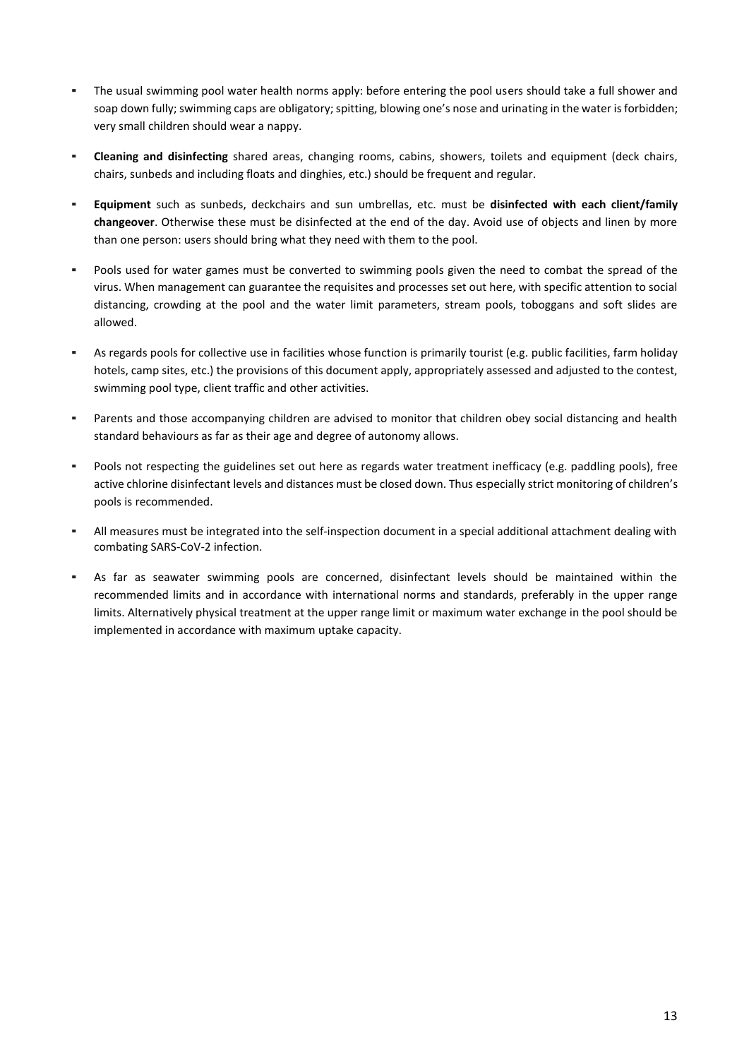- The usual swimming pool water health norms apply: before entering the pool users should take a full shower and soap down fully; swimming caps are obligatory; spitting, blowing one's nose and urinating in the water is forbidden; very small children should wear a nappy.
- **Cleaning and disinfecting** shared areas, changing rooms, cabins, showers, toilets and equipment (deck chairs, chairs, sunbeds and including floats and dinghies, etc.) should be frequent and regular.
- **Equipment** such as sunbeds, deckchairs and sun umbrellas, etc. must be **disinfected with each client/family changeover**. Otherwise these must be disinfected at the end of the day. Avoid use of objects and linen by more than one person: users should bring what they need with them to the pool.
- Pools used for water games must be converted to swimming pools given the need to combat the spread of the virus. When management can guarantee the requisites and processes set out here, with specific attention to social distancing, crowding at the pool and the water limit parameters, stream pools, toboggans and soft slides are allowed.
- As regards pools for collective use in facilities whose function is primarily tourist (e.g. public facilities, farm holiday hotels, camp sites, etc.) the provisions of this document apply, appropriately assessed and adjusted to the contest, swimming pool type, client traffic and other activities.
- Parents and those accompanying children are advised to monitor that children obey social distancing and health standard behaviours as far as their age and degree of autonomy allows.
- Pools not respecting the guidelines set out here as regards water treatment inefficacy (e.g. paddling pools), free active chlorine disinfectant levels and distances must be closed down. Thus especially strict monitoring of children's pools is recommended.
- All measures must be integrated into the self-inspection document in a special additional attachment dealing with combating SARS-CoV-2 infection.
- As far as seawater swimming pools are concerned, disinfectant levels should be maintained within the recommended limits and in accordance with international norms and standards, preferably in the upper range limits. Alternatively physical treatment at the upper range limit or maximum water exchange in the pool should be implemented in accordance with maximum uptake capacity.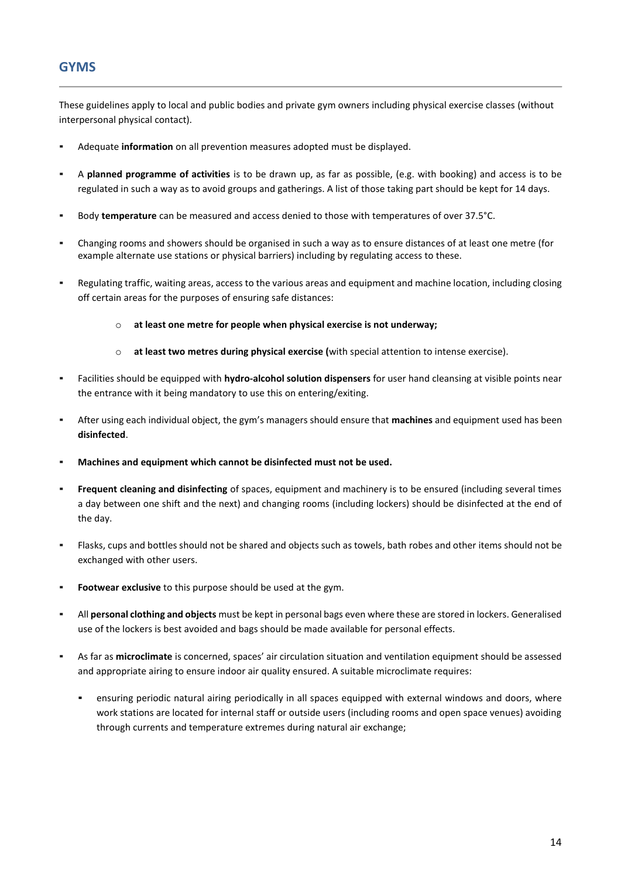## GYMS

These guidelines apply to local and public bodies and private gym owners including physical exercise classes (without interpersonal physical contact).

- Adequate **information** on all prevention measures adopted must be displayed.
- A **planned programme of activities** is to be drawn up, as far as possible, (e.g. with booking) and access is to be regulated in such a way as to avoid groups and gatherings. A list of those taking part should be kept for 14 days.
- Body **temperature** can be measured and access denied to those with temperatures of over 37.5°C.
- Changing rooms and showers should be organised in such a way as to ensure distances of at least one metre (for example alternate use stations or physical barriers) including by regulating access to these.
- Regulating traffic, waiting areas, access to the various areas and equipment and machine location, including closing off certain areas for the purposes of ensuring safe distances:
  - **at least one metre for people when physical exercise is not underway;**
  - **at least two metres during physical exercise (**with special attention to intense exercise).
- Facilities should be equipped with **hydro-alcohol solution dispensers** for user hand cleansing at visible points near the entrance with it being mandatory to use this on entering/exiting.
- After using each individual object, the gym's managers should ensure that **machines** and equipment used has been **disinfected**.
- **Machines and equipment which cannot be disinfected must not be used.**
- **Frequent cleaning and disinfecting** of spaces, equipment and machinery is to be ensured (including several times a day between one shift and the next) and changing rooms (including lockers) should be disinfected at the end of the day.
- Flasks, cups and bottles should not be shared and objects such as towels, bath robes and other items should not be exchanged with other users.
- **Footwear exclusive** to this purpose should be used at the gym.
- All **personal clothing and objects** must be kept in personal bags even where these are stored in lockers. Generalised use of the lockers is best avoided and bags should be made available for personal effects.
- As far as **microclimate** is concerned, spaces' air circulation situation and ventilation equipment should be assessed and appropriate airing to ensure indoor air quality ensured. A suitable microclimate requires:
  - ensuring periodic natural airing periodically in all spaces equipped with external windows and doors, where work stations are located for internal staff or outside users (including rooms and open space venues) avoiding through currents and temperature extremes during natural air exchange;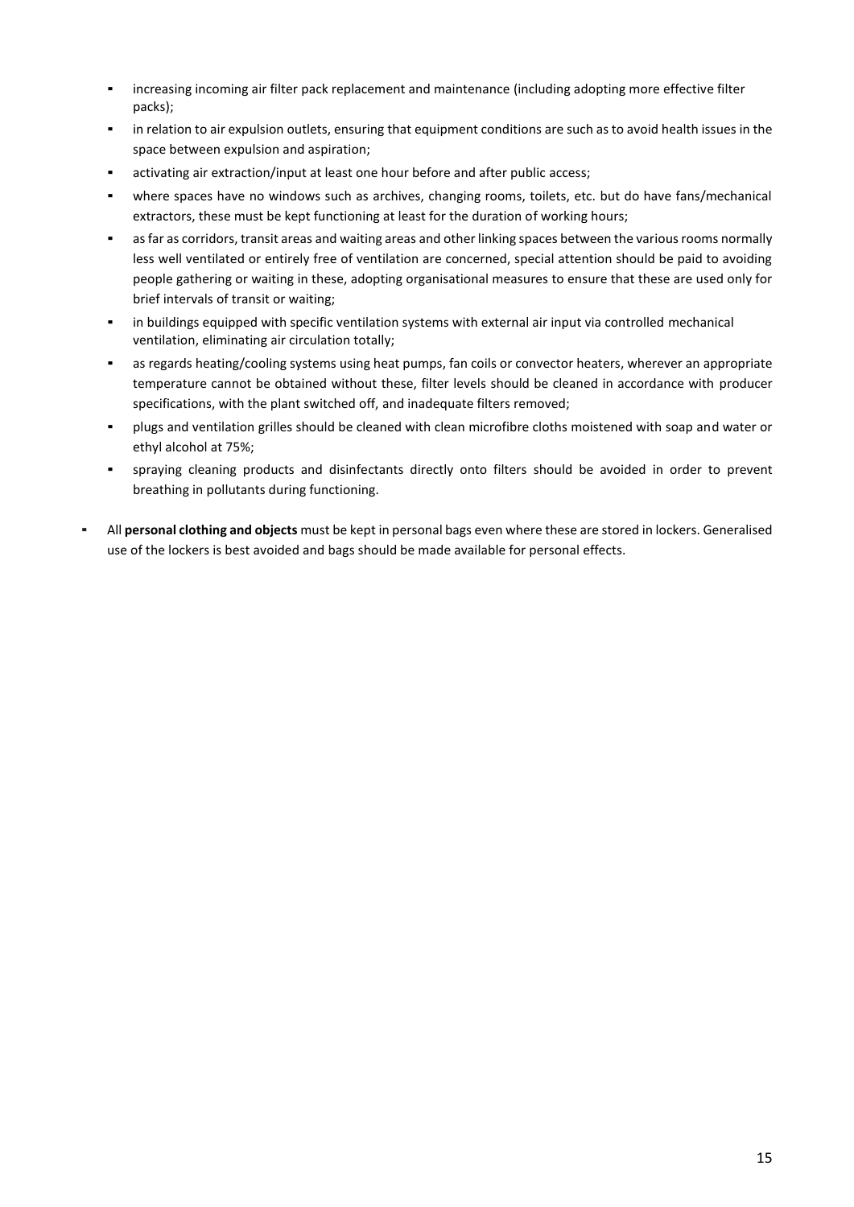- increasing incoming air filter pack replacement and maintenance (including adopting more effective filter packs);
  - in relation to air expulsion outlets, ensuring that equipment conditions are such as to avoid health issues in the space between expulsion and aspiration;
  - activating air extraction/input at least one hour before and after public access;
  - where spaces have no windows such as archives, changing rooms, toilets, etc. but do have fans/mechanical extractors, these must be kept functioning at least for the duration of working hours;
  - as far as corridors, transit areas and waiting areas and other linking spaces between the various rooms normally less well ventilated or entirely free of ventilation are concerned, special attention should be paid to avoiding people gathering or waiting in these, adopting organisational measures to ensure that these are used only for brief intervals of transit or waiting;
  - in buildings equipped with specific ventilation systems with external air input via controlled mechanical ventilation, eliminating air circulation totally;
  - as regards heating/cooling systems using heat pumps, fan coils or convector heaters, wherever an appropriate temperature cannot be obtained without these, filter levels should be cleaned in accordance with producer specifications, with the plant switched off, and inadequate filters removed;
  - plugs and ventilation grilles should be cleaned with clean microfibre cloths moistened with soap and water or ethyl alcohol at 75%;
  - spraying cleaning products and disinfectants directly onto filters should be avoided in order to prevent breathing in pollutants during functioning.

- All **personal clothing and objects** must be kept in personal bags even where these are stored in lockers. Generalised use of the lockers is best avoided and bags should be made available for personal effects.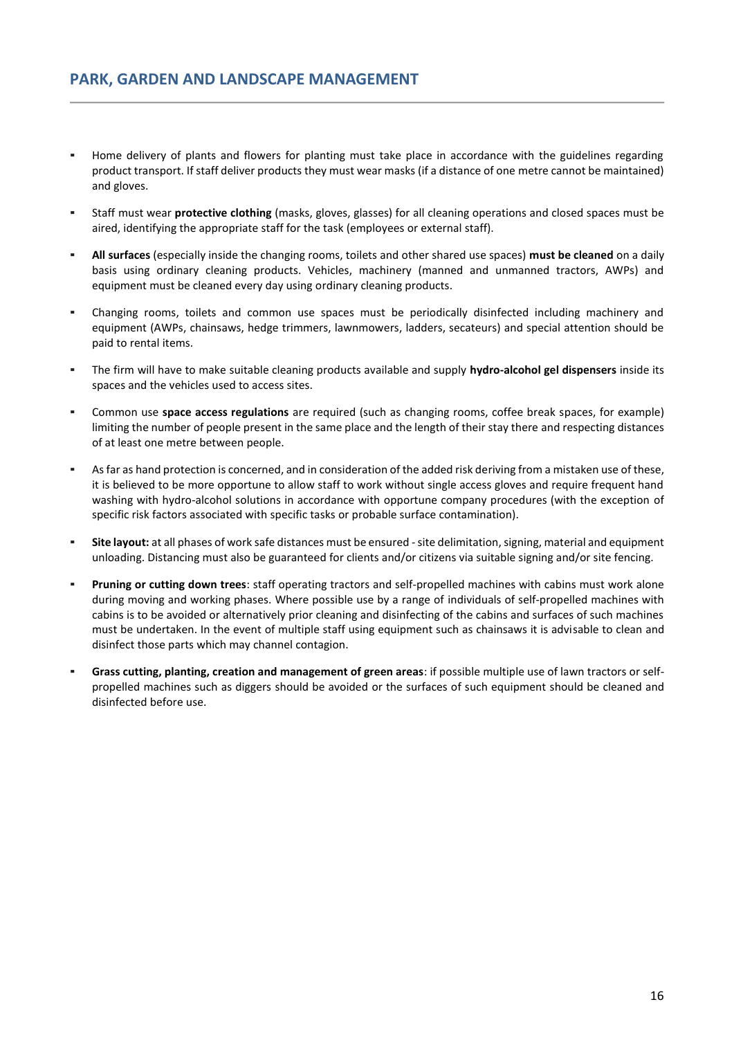## PARK, GARDEN AND LANDSCAPE MANAGEMENT

- Home delivery of plants and flowers for planting must take place in accordance with the guidelines regarding product transport. If staff deliver products they must wear masks (if a distance of one metre cannot be maintained) and gloves.
- Staff must wear **protective clothing** (masks, gloves, glasses) for all cleaning operations and closed spaces must be aired, identifying the appropriate staff for the task (employees or external staff).
- **All surfaces** (especially inside the changing rooms, toilets and other shared use spaces) **must be cleaned** on a daily basis using ordinary cleaning products. Vehicles, machinery (manned and unmanned tractors, AWPs) and equipment must be cleaned every day using ordinary cleaning products.
- Changing rooms, toilets and common use spaces must be periodically disinfected including machinery and equipment (AWPs, chainsaws, hedge trimmers, lawnmowers, ladders, secateurs) and special attention should be paid to rental items.
- The firm will have to make suitable cleaning products available and supply **hydro-alcohol gel dispensers** inside its spaces and the vehicles used to access sites.
- Common use **space access regulations** are required (such as changing rooms, coffee break spaces, for example) limiting the number of people present in the same place and the length of their stay there and respecting distances of at least one metre between people.
- As far as hand protection is concerned, and in consideration of the added risk deriving from a mistaken use of these, it is believed to be more opportune to allow staff to work without single access gloves and require frequent hand washing with hydro-alcohol solutions in accordance with opportune company procedures (with the exception of specific risk factors associated with specific tasks or probable surface contamination).
- **Site layout:** at all phases of work safe distances must be ensured - site delimitation, signing, material and equipment unloading. Distancing must also be guaranteed for clients and/or citizens via suitable signing and/or site fencing.
- **Pruning or cutting down trees**: staff operating tractors and self-propelled machines with cabins must work alone during moving and working phases. Where possible use by a range of individuals of self-propelled machines with cabins is to be avoided or alternatively prior cleaning and disinfecting of the cabins and surfaces of such machines must be undertaken. In the event of multiple staff using equipment such as chainsaws it is advisable to clean and disinfect those parts which may channel contagion.
- **Grass cutting, planting, creation and management of green areas**: if possible multiple use of lawn tractors or self-propelled machines such as diggers should be avoided or the surfaces of such equipment should be cleaned and disinfected before use.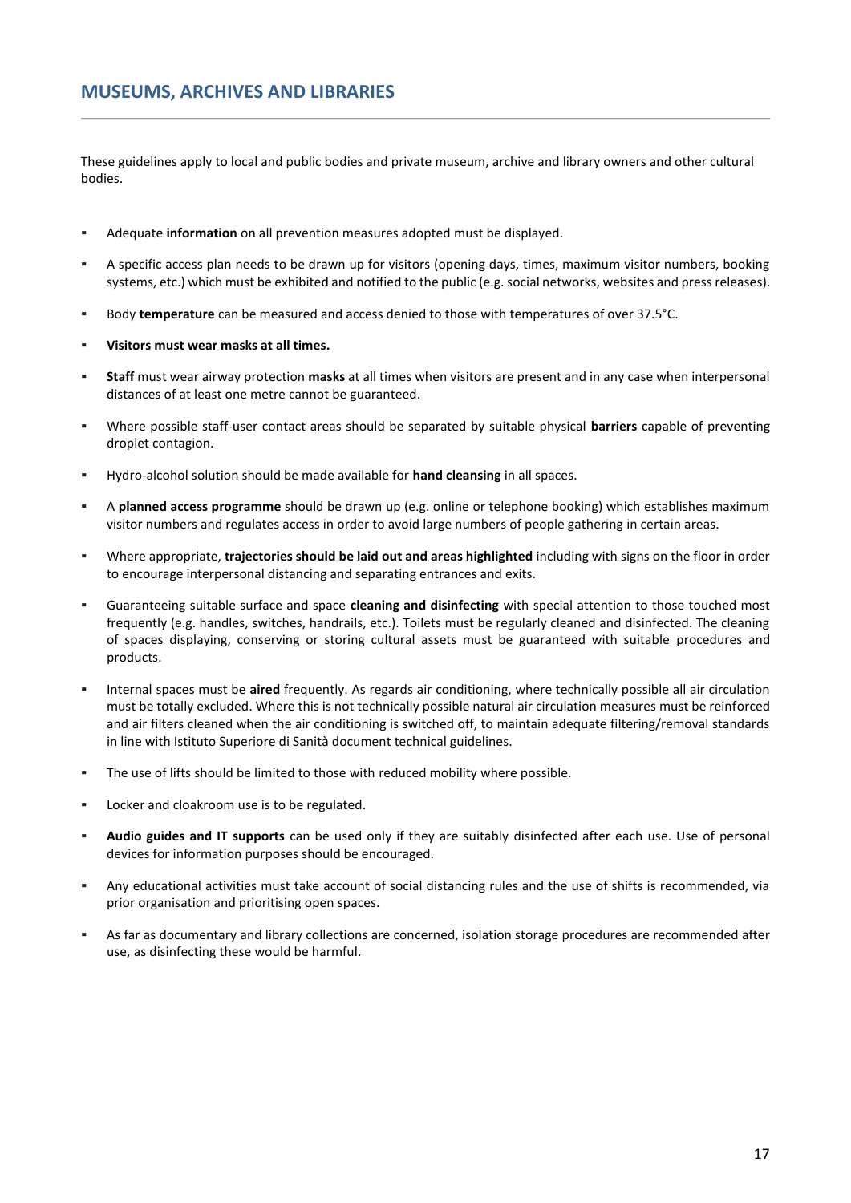## MUSEUMS, ARCHIVES AND LIBRARIES

These guidelines apply to local and public bodies and private museum, archive and library owners and other cultural bodies.

- Adequate **information** on all prevention measures adopted must be displayed.
- A specific access plan needs to be drawn up for visitors (opening days, times, maximum visitor numbers, booking systems, etc.) which must be exhibited and notified to the public (e.g. social networks, websites and press releases).
- Body **temperature** can be measured and access denied to those with temperatures of over 37.5°C.
- **Visitors must wear masks at all times.**
- **Staff** must wear airway protection **masks** at all times when visitors are present and in any case when interpersonal distances of at least one metre cannot be guaranteed.
- Where possible staff-user contact areas should be separated by suitable physical **barriers** capable of preventing droplet contagion.
- Hydro-alcohol solution should be made available for **hand cleansing** in all spaces.
- A **planned access programme** should be drawn up (e.g. online or telephone booking) which establishes maximum visitor numbers and regulates access in order to avoid large numbers of people gathering in certain areas.
- Where appropriate, **trajectories should be laid out and areas highlighted** including with signs on the floor in order to encourage interpersonal distancing and separating entrances and exits.
- Guaranteeing suitable surface and space **cleaning and disinfecting** with special attention to those touched most frequently (e.g. handles, switches, handrails, etc.). Toilets must be regularly cleaned and disinfected. The cleaning of spaces displaying, conserving or storing cultural assets must be guaranteed with suitable procedures and products.
- Internal spaces must be **aired** frequently. As regards air conditioning, where technically possible all air circulation must be totally excluded. Where this is not technically possible natural air circulation measures must be reinforced and air filters cleaned when the air conditioning is switched off, to maintain adequate filtering/removal standards in line with Istituto Superiore di Sanità document technical guidelines.
- The use of lifts should be limited to those with reduced mobility where possible.
- Locker and cloakroom use is to be regulated.
- **Audio guides and IT supports** can be used only if they are suitably disinfected after each use. Use of personal devices for information purposes should be encouraged.
- Any educational activities must take account of social distancing rules and the use of shifts is recommended, via prior organisation and prioritising open spaces.
- As far as documentary and library collections are concerned, isolation storage procedures are recommended after use, as disinfecting these would be harmful.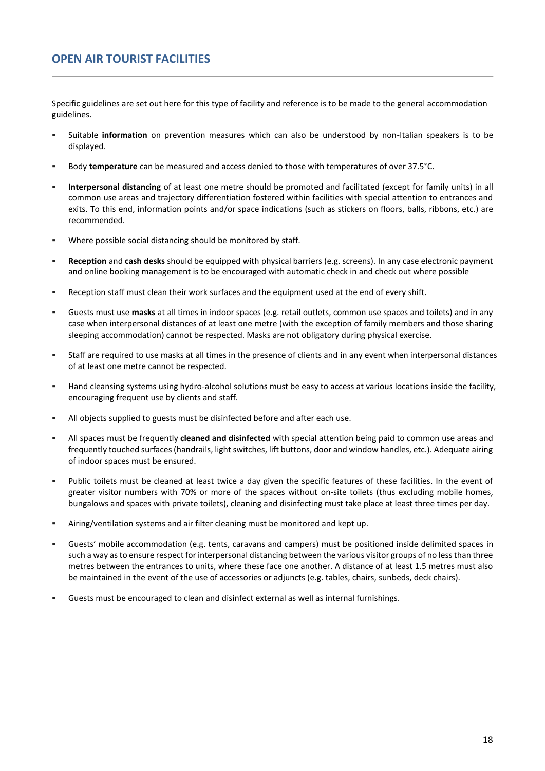## OPEN AIR TOURIST FACILITIES

Specific guidelines are set out here for this type of facility and reference is to be made to the general accommodation guidelines.

- Suitable **information** on prevention measures which can also be understood by non-Italian speakers is to be displayed.
- Body **temperature** can be measured and access denied to those with temperatures of over 37.5°C.
- **Interpersonal distancing** of at least one metre should be promoted and facilitated (except for family units) in all common use areas and trajectory differentiation fostered within facilities with special attention to entrances and exits. To this end, information points and/or space indications (such as stickers on floors, balls, ribbons, etc.) are recommended.
- Where possible social distancing should be monitored by staff.
- **Reception** and **cash desks** should be equipped with physical barriers (e.g. screens). In any case electronic payment and online booking management is to be encouraged with automatic check in and check out where possible
- Reception staff must clean their work surfaces and the equipment used at the end of every shift.
- Guests must use **masks** at all times in indoor spaces (e.g. retail outlets, common use spaces and toilets) and in any case when interpersonal distances of at least one metre (with the exception of family members and those sharing sleeping accommodation) cannot be respected. Masks are not obligatory during physical exercise.
- Staff are required to use masks at all times in the presence of clients and in any event when interpersonal distances of at least one metre cannot be respected.
- Hand cleansing systems using hydro-alcohol solutions must be easy to access at various locations inside the facility, encouraging frequent use by clients and staff.
- All objects supplied to guests must be disinfected before and after each use.
- All spaces must be frequently **cleaned and disinfected** with special attention being paid to common use areas and frequently touched surfaces (handrails, light switches, lift buttons, door and window handles, etc.). Adequate airing of indoor spaces must be ensured.
- Public toilets must be cleaned at least twice a day given the specific features of these facilities. In the event of greater visitor numbers with 70% or more of the spaces without on-site toilets (thus excluding mobile homes, bungalows and spaces with private toilets), cleaning and disinfecting must take place at least three times per day.
- Airing/ventilation systems and air filter cleaning must be monitored and kept up.
- Guests' mobile accommodation (e.g. tents, caravans and campers) must be positioned inside delimited spaces in such a way as to ensure respect for interpersonal distancing between the various visitor groups of no less than three metres between the entrances to units, where these face one another. A distance of at least 1.5 metres must also be maintained in the event of the use of accessories or adjuncts (e.g. tables, chairs, sunbeds, deck chairs).
- Guests must be encouraged to clean and disinfect external as well as internal furnishings.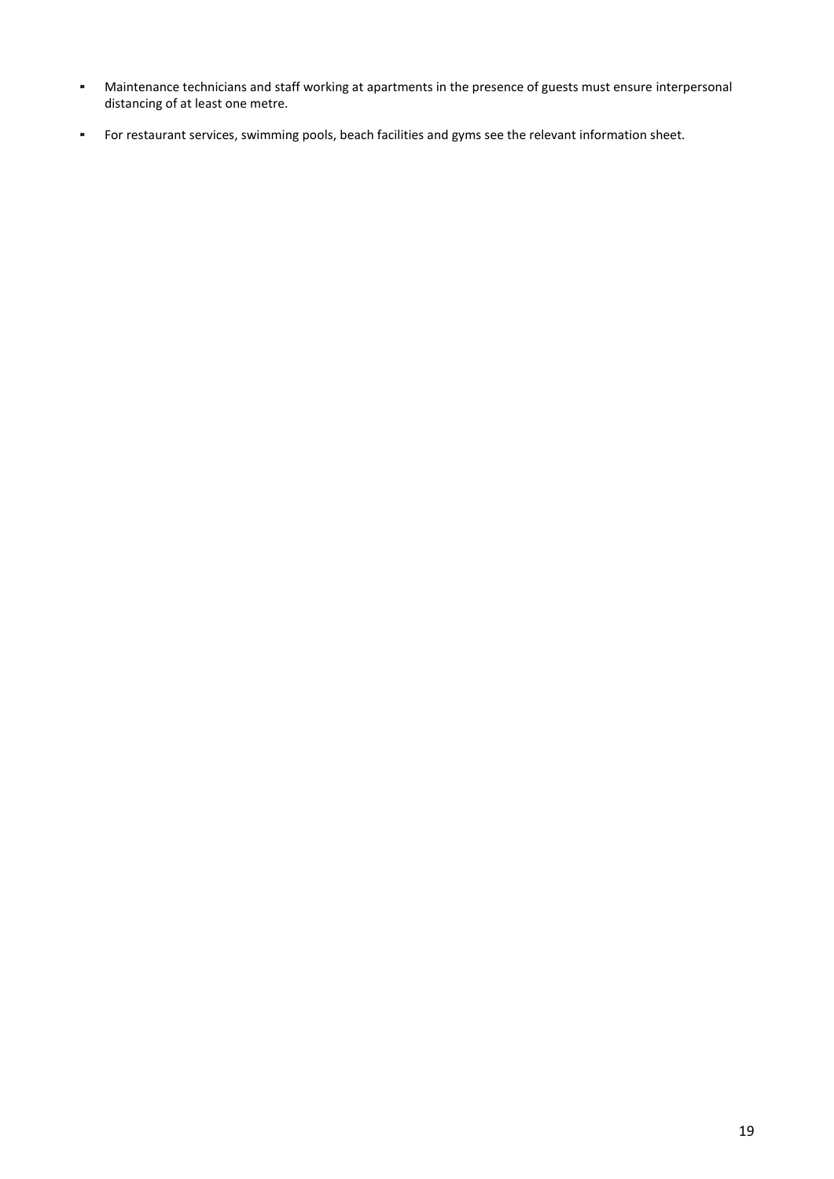- Maintenance technicians and staff working at apartments in the presence of guests must ensure interpersonal distancing of at least one metre.
- For restaurant services, swimming pools, beach facilities and gyms see the relevant information sheet.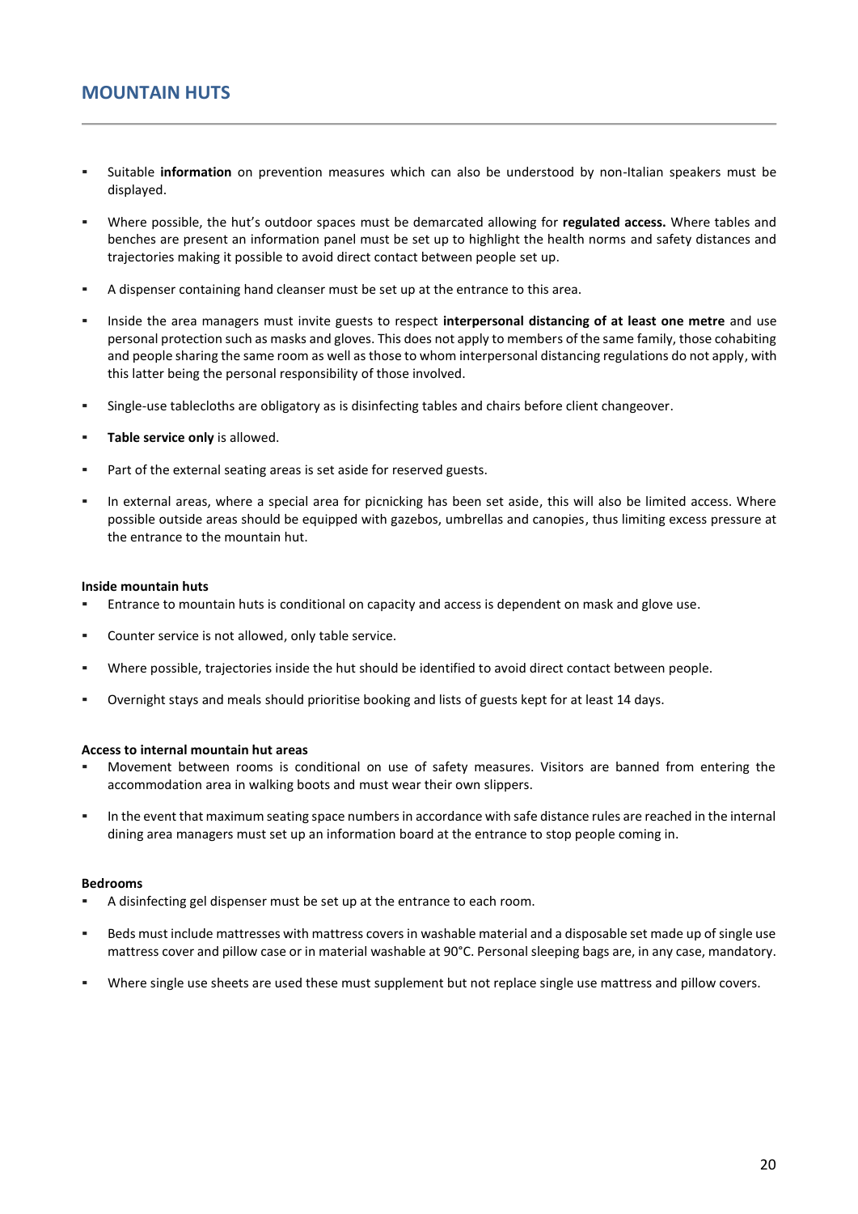## MOUNTAIN HUTS

- Suitable **information** on prevention measures which can also be understood by non-Italian speakers must be displayed.
- Where possible, the hut's outdoor spaces must be demarcated allowing for **regulated access.** Where tables and benches are present an information panel must be set up to highlight the health norms and safety distances and trajectories making it possible to avoid direct contact between people set up.
- A dispenser containing hand cleanser must be set up at the entrance to this area.
- Inside the area managers must invite guests to respect **interpersonal distancing of at least one metre** and use personal protection such as masks and gloves. This does not apply to members of the same family, those cohabiting and people sharing the same room as well as those to whom interpersonal distancing regulations do not apply, with this latter being the personal responsibility of those involved.
- Single-use tablecloths are obligatory as is disinfecting tables and chairs before client changeover.
- **Table service only** is allowed.
- Part of the external seating areas is set aside for reserved guests.
- In external areas, where a special area for picnicking has been set aside, this will also be limited access. Where possible outside areas should be equipped with gazebos, umbrellas and canopies, thus limiting excess pressure at the entrance to the mountain hut.

**Inside mountain huts**

- Entrance to mountain huts is conditional on capacity and access is dependent on mask and glove use.
- Counter service is not allowed, only table service.
- Where possible, trajectories inside the hut should be identified to avoid direct contact between people.
- Overnight stays and meals should prioritise booking and lists of guests kept for at least 14 days.

**Access to internal mountain hut areas**

- Movement between rooms is conditional on use of safety measures. Visitors are banned from entering the accommodation area in walking boots and must wear their own slippers.
- In the event that maximum seating space numbers in accordance with safe distance rules are reached in the internal dining area managers must set up an information board at the entrance to stop people coming in.

**Bedrooms**

- A disinfecting gel dispenser must be set up at the entrance to each room.
- Beds must include mattresses with mattress covers in washable material and a disposable set made up of single use mattress cover and pillow case or in material washable at 90°C. Personal sleeping bags are, in any case, mandatory.
- Where single use sheets are used these must supplement but not replace single use mattress and pillow covers.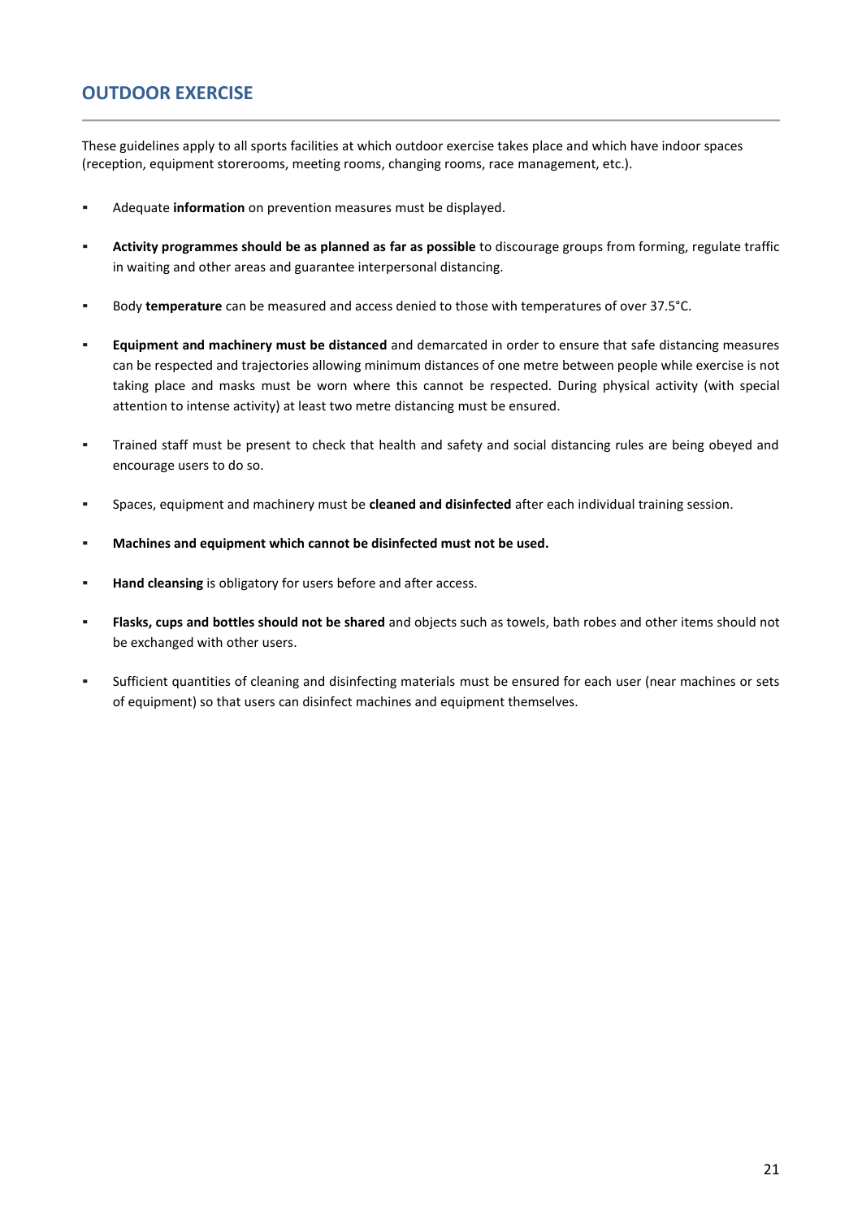## OUTDOOR EXERCISE

These guidelines apply to all sports facilities at which outdoor exercise takes place and which have indoor spaces (reception, equipment storerooms, meeting rooms, changing rooms, race management, etc.).

- Adequate **information** on prevention measures must be displayed.
- **Activity programmes should be as planned as far as possible** to discourage groups from forming, regulate traffic in waiting and other areas and guarantee interpersonal distancing.
- Body **temperature** can be measured and access denied to those with temperatures of over 37.5°C.
- **Equipment and machinery must be distanced** and demarcated in order to ensure that safe distancing measures can be respected and trajectories allowing minimum distances of one metre between people while exercise is not taking place and masks must be worn where this cannot be respected. During physical activity (with special attention to intense activity) at least two metre distancing must be ensured.
- Trained staff must be present to check that health and safety and social distancing rules are being obeyed and encourage users to do so.
- Spaces, equipment and machinery must be **cleaned and disinfected** after each individual training session.
- **Machines and equipment which cannot be disinfected must not be used.**
- **Hand cleansing** is obligatory for users before and after access.
- **Flasks, cups and bottles should not be shared** and objects such as towels, bath robes and other items should not be exchanged with other users.
- Sufficient quantities of cleaning and disinfecting materials must be ensured for each user (near machines or sets of equipment) so that users can disinfect machines and equipment themselves.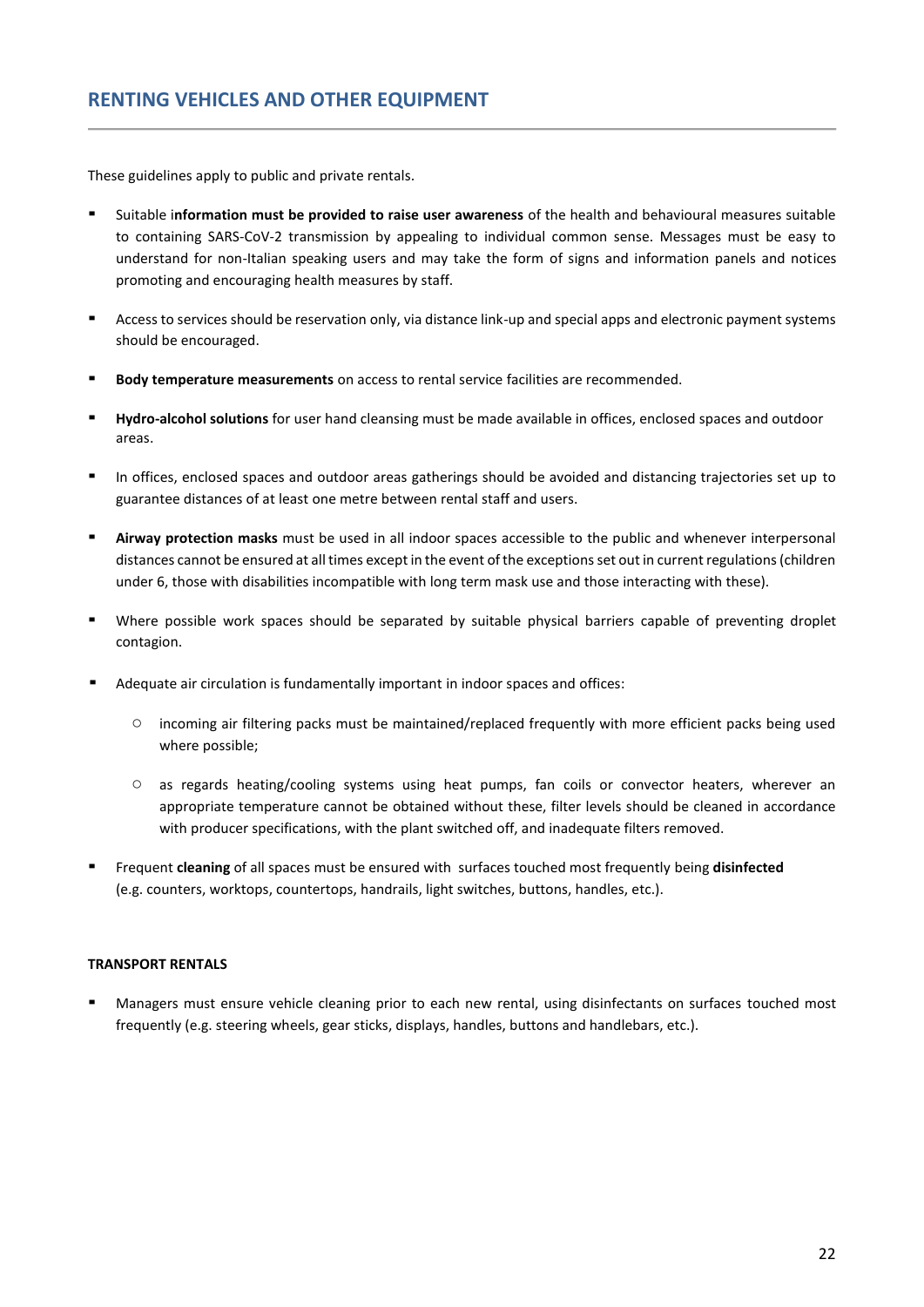## RENTING VEHICLES AND OTHER EQUIPMENT

These guidelines apply to public and private rentals.

- Suitable i**nformation must be provided to raise user awareness** of the health and behavioural measures suitable to containing SARS-CoV-2 transmission by appealing to individual common sense. Messages must be easy to understand for non-Italian speaking users and may take the form of signs and information panels and notices promoting and encouraging health measures by staff.
- Access to services should be reservation only, via distance link-up and special apps and electronic payment systems should be encouraged.
- **Body temperature measurements** on access to rental service facilities are recommended.
- **Hydro-alcohol solutions** for user hand cleansing must be made available in offices, enclosed spaces and outdoor areas.
- In offices, enclosed spaces and outdoor areas gatherings should be avoided and distancing trajectories set up to guarantee distances of at least one metre between rental staff and users.
- **Airway protection masks** must be used in all indoor spaces accessible to the public and whenever interpersonal distances cannot be ensured at all times except in the event of the exceptions set out in current regulations (children under 6, those with disabilities incompatible with long term mask use and those interacting with these).
- Where possible work spaces should be separated by suitable physical barriers capable of preventing droplet contagion.
- Adequate air circulation is fundamentally important in indoor spaces and offices:
  - incoming air filtering packs must be maintained/replaced frequently with more efficient packs being used where possible;
  - as regards heating/cooling systems using heat pumps, fan coils or convector heaters, wherever an appropriate temperature cannot be obtained without these, filter levels should be cleaned in accordance with producer specifications, with the plant switched off, and inadequate filters removed.
- Frequent **cleaning** of all spaces must be ensured with surfaces touched most frequently being **disinfected** (e.g. counters, worktops, countertops, handrails, light switches, buttons, handles, etc.).

**TRANSPORT RENTALS**

- Managers must ensure vehicle cleaning prior to each new rental, using disinfectants on surfaces touched most frequently (e.g. steering wheels, gear sticks, displays, handles, buttons and handlebars, etc.).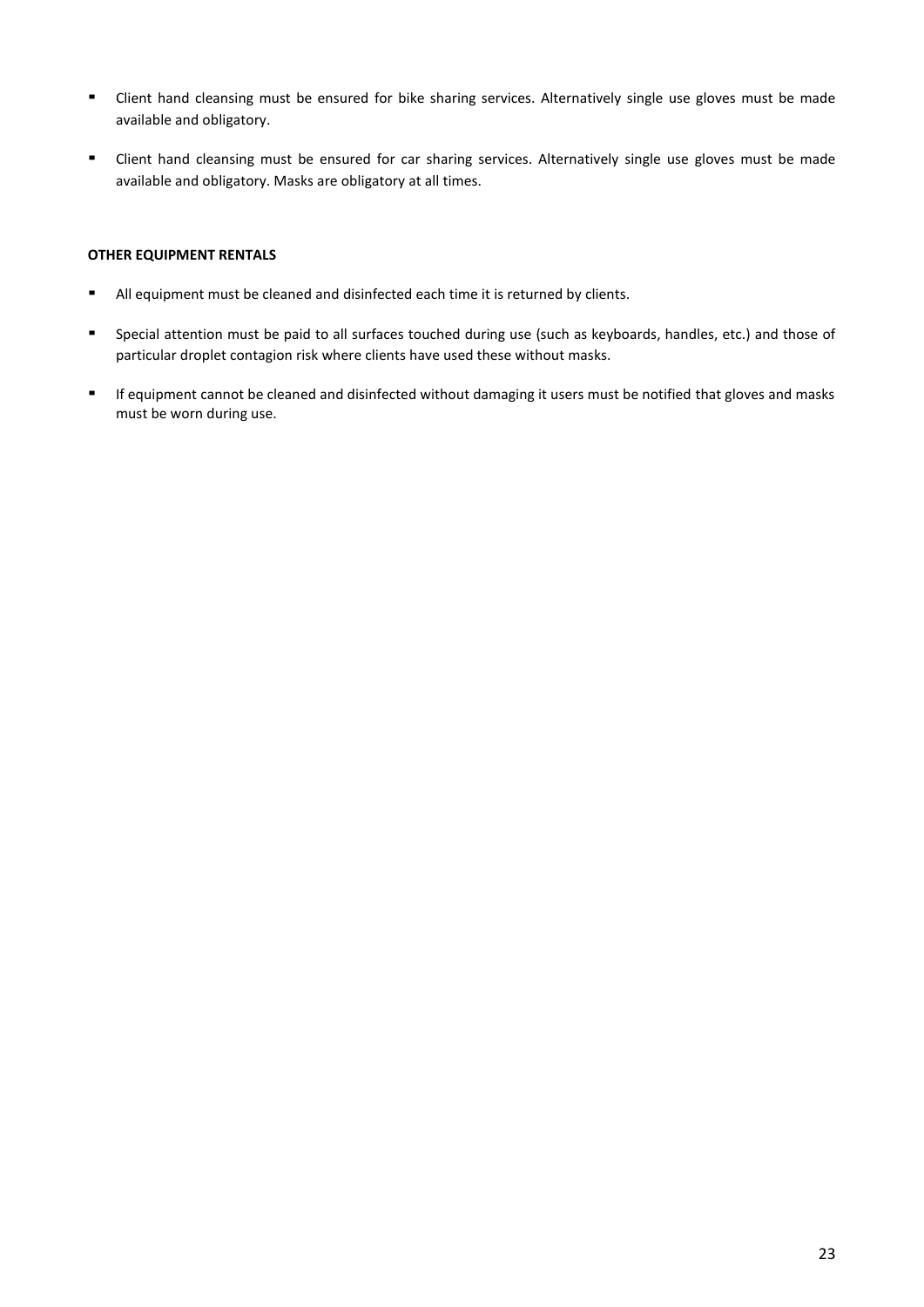- Client hand cleansing must be ensured for bike sharing services. Alternatively single use gloves must be made available and obligatory.
- Client hand cleansing must be ensured for car sharing services. Alternatively single use gloves must be made available and obligatory. Masks are obligatory at all times.

**OTHER EQUIPMENT RENTALS**

- All equipment must be cleaned and disinfected each time it is returned by clients.
- Special attention must be paid to all surfaces touched during use (such as keyboards, handles, etc.) and those of particular droplet contagion risk where clients have used these without masks.
- If equipment cannot be cleaned and disinfected without damaging it users must be notified that gloves and masks must be worn during use.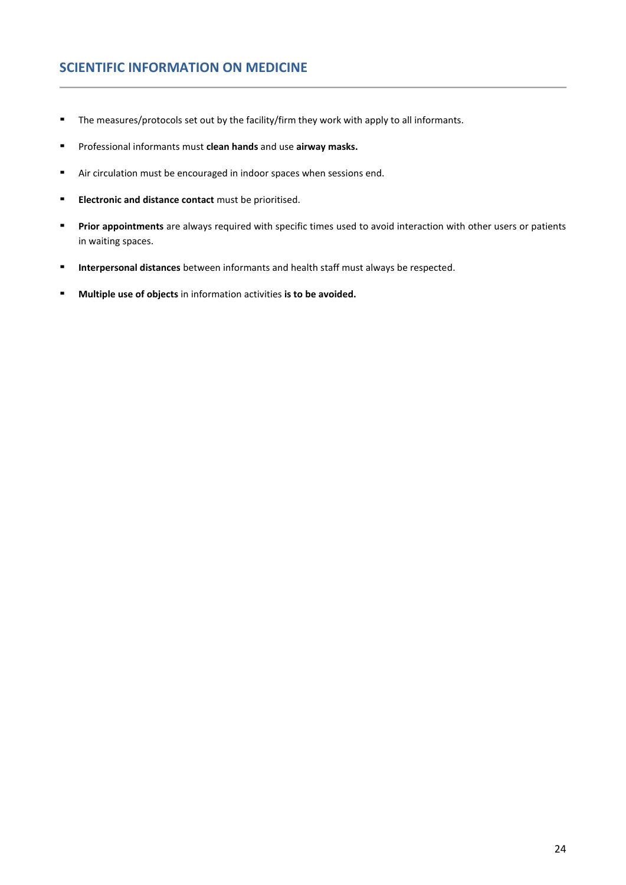## SCIENTIFIC INFORMATION ON MEDICINE

- The measures/protocols set out by the facility/firm they work with apply to all informants.
- Professional informants must **clean hands** and use **airway masks.**
- Air circulation must be encouraged in indoor spaces when sessions end.
- **Electronic and distance contact** must be prioritised.
- **Prior appointments** are always required with specific times used to avoid interaction with other users or patients in waiting spaces.
- **Interpersonal distances** between informants and health staff must always be respected.
- **Multiple use of objects** in information activities **is to be avoided.**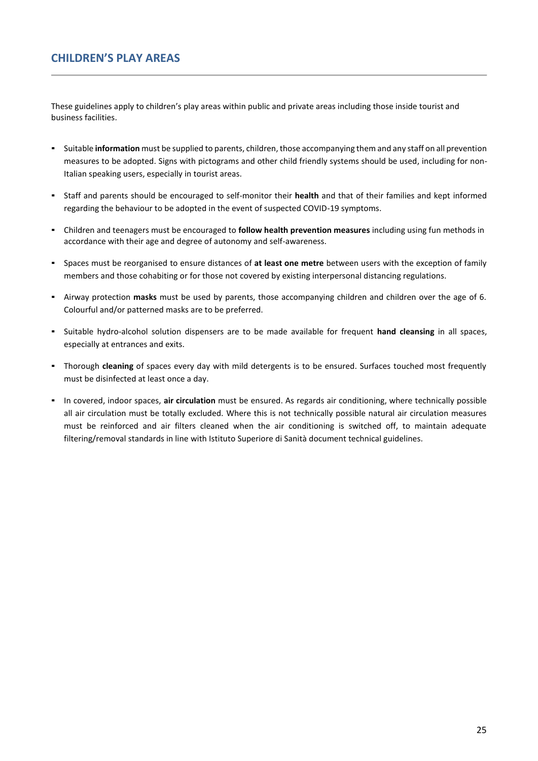## CHILDREN'S PLAY AREAS

These guidelines apply to children's play areas within public and private areas including those inside tourist and business facilities.

- Suitable **information** must be supplied to parents, children, those accompanying them and any staff on all prevention measures to be adopted. Signs with pictograms and other child friendly systems should be used, including for non-Italian speaking users, especially in tourist areas.
- Staff and parents should be encouraged to self-monitor their **health** and that of their families and kept informed regarding the behaviour to be adopted in the event of suspected COVID-19 symptoms.
- Children and teenagers must be encouraged to **follow health prevention measures** including using fun methods in accordance with their age and degree of autonomy and self-awareness.
- Spaces must be reorganised to ensure distances of **at least one metre** between users with the exception of family members and those cohabiting or for those not covered by existing interpersonal distancing regulations.
- Airway protection **masks** must be used by parents, those accompanying children and children over the age of 6. Colourful and/or patterned masks are to be preferred.
- Suitable hydro-alcohol solution dispensers are to be made available for frequent **hand cleansing** in all spaces, especially at entrances and exits.
- Thorough **cleaning** of spaces every day with mild detergents is to be ensured. Surfaces touched most frequently must be disinfected at least once a day.
- In covered, indoor spaces, **air circulation** must be ensured. As regards air conditioning, where technically possible all air circulation must be totally excluded. Where this is not technically possible natural air circulation measures must be reinforced and air filters cleaned when the air conditioning is switched off, to maintain adequate filtering/removal standards in line with Istituto Superiore di Sanità document technical guidelines.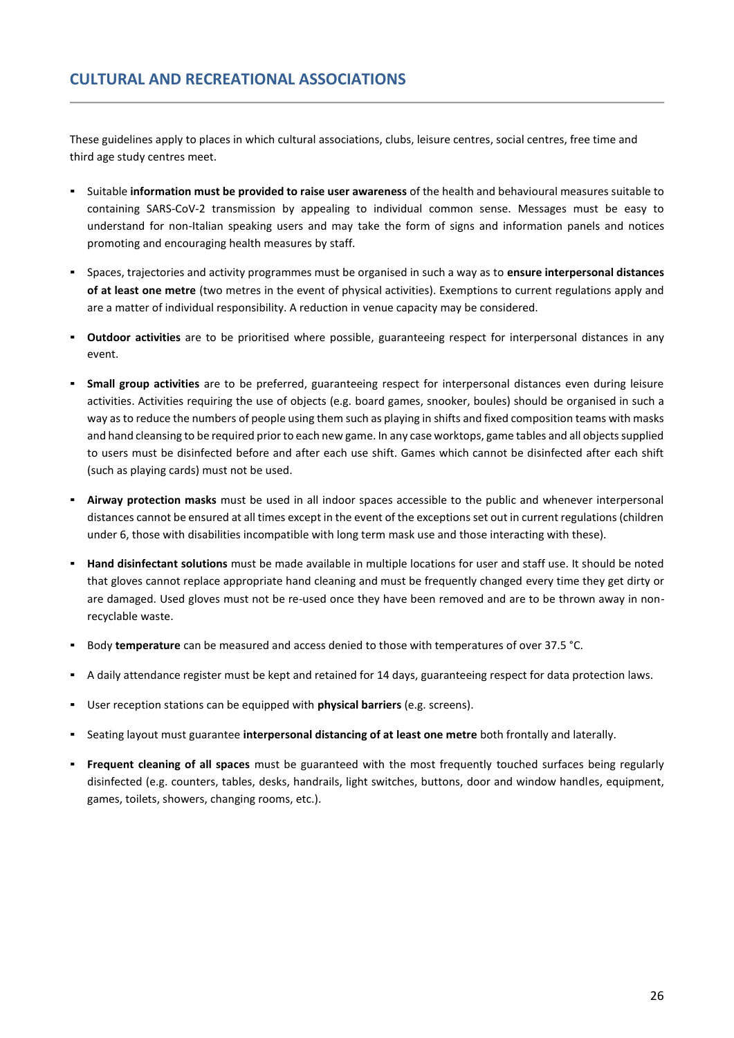## CULTURAL AND RECREATIONAL ASSOCIATIONS

These guidelines apply to places in which cultural associations, clubs, leisure centres, social centres, free time and third age study centres meet.

- Suitable **information must be provided to raise user awareness** of the health and behavioural measures suitable to containing SARS-CoV-2 transmission by appealing to individual common sense. Messages must be easy to understand for non-Italian speaking users and may take the form of signs and information panels and notices promoting and encouraging health measures by staff.
- Spaces, trajectories and activity programmes must be organised in such a way as to **ensure interpersonal distances of at least one metre** (two metres in the event of physical activities). Exemptions to current regulations apply and are a matter of individual responsibility. A reduction in venue capacity may be considered.
- **Outdoor activities** are to be prioritised where possible, guaranteeing respect for interpersonal distances in any event.
- **Small group activities** are to be preferred, guaranteeing respect for interpersonal distances even during leisure activities. Activities requiring the use of objects (e.g. board games, snooker, boules) should be organised in such a way as to reduce the numbers of people using them such as playing in shifts and fixed composition teams with masks and hand cleansing to be required prior to each new game. In any case worktops, game tables and all objects supplied to users must be disinfected before and after each use shift. Games which cannot be disinfected after each shift (such as playing cards) must not be used.
- **Airway protection masks** must be used in all indoor spaces accessible to the public and whenever interpersonal distances cannot be ensured at all times except in the event of the exceptions set out in current regulations (children under 6, those with disabilities incompatible with long term mask use and those interacting with these).
- **Hand disinfectant solutions** must be made available in multiple locations for user and staff use. It should be noted that gloves cannot replace appropriate hand cleaning and must be frequently changed every time they get dirty or are damaged. Used gloves must not be re-used once they have been removed and are to be thrown away in non-recyclable waste.
- Body **temperature** can be measured and access denied to those with temperatures of over 37.5 °C.
- A daily attendance register must be kept and retained for 14 days, guaranteeing respect for data protection laws.
- User reception stations can be equipped with **physical barriers** (e.g. screens).
- Seating layout must guarantee **interpersonal distancing of at least one metre** both frontally and laterally.
- **Frequent cleaning of all spaces** must be guaranteed with the most frequently touched surfaces being regularly disinfected (e.g. counters, tables, desks, handrails, light switches, buttons, door and window handles, equipment, games, toilets, showers, changing rooms, etc.).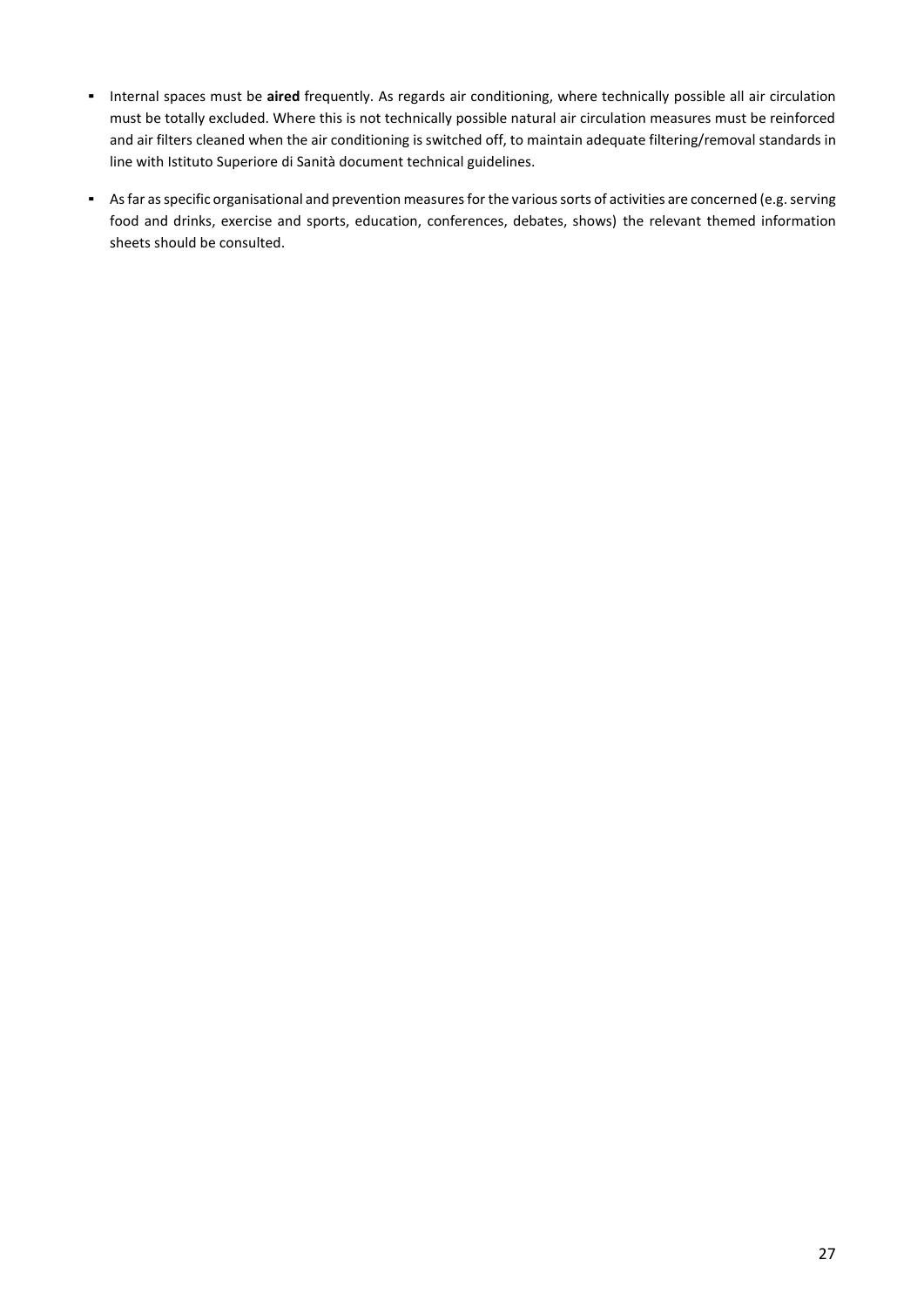- Internal spaces must be **aired** frequently. As regards air conditioning, where technically possible all air circulation must be totally excluded. Where this is not technically possible natural air circulation measures must be reinforced and air filters cleaned when the air conditioning is switched off, to maintain adequate filtering/removal standards in line with Istituto Superiore di Sanità document technical guidelines.
- As far as specific organisational and prevention measures for the various sorts of activities are concerned (e.g. serving food and drinks, exercise and sports, education, conferences, debates, shows) the relevant themed information sheets should be consulted.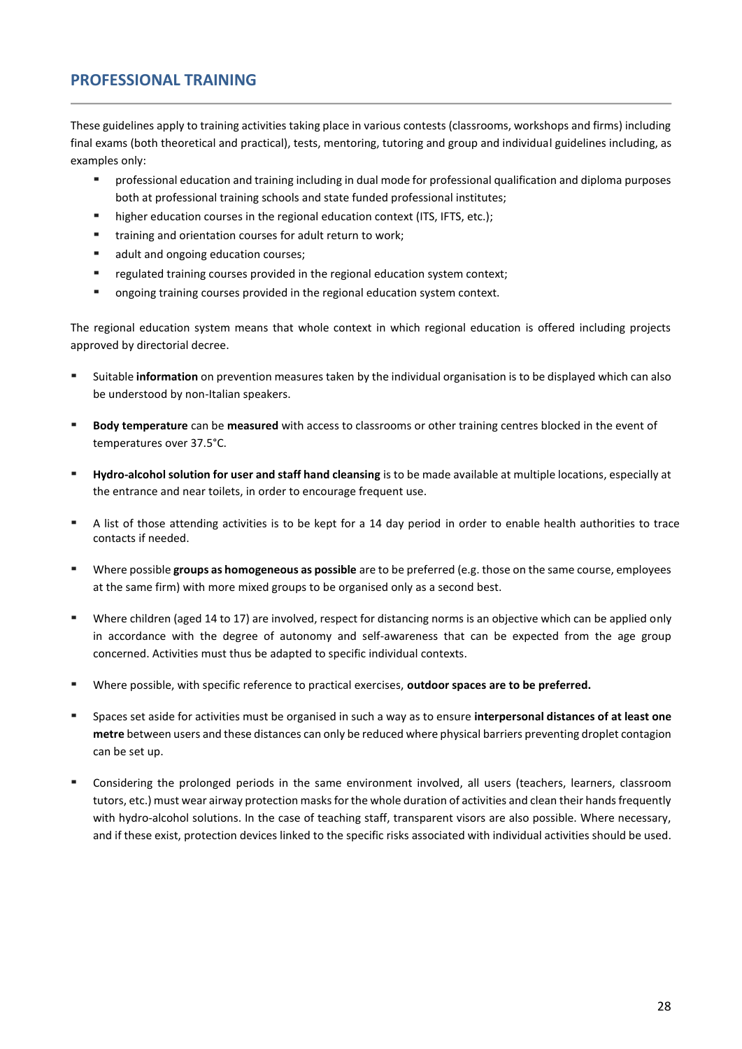## PROFESSIONAL TRAINING

These guidelines apply to training activities taking place in various contests (classrooms, workshops and firms) including final exams (both theoretical and practical), tests, mentoring, tutoring and group and individual guidelines including, as examples only:

- professional education and training including in dual mode for professional qualification and diploma purposes both at professional training schools and state funded professional institutes;
- higher education courses in the regional education context (ITS, IFTS, etc.);
- training and orientation courses for adult return to work;
- adult and ongoing education courses;
- regulated training courses provided in the regional education system context;
- ongoing training courses provided in the regional education system context.

The regional education system means that whole context in which regional education is offered including projects approved by directorial decree.

- Suitable **information** on prevention measures taken by the individual organisation is to be displayed which can also be understood by non-Italian speakers.
- **Body temperature** can be **measured** with access to classrooms or other training centres blocked in the event of temperatures over 37.5°C.
- **Hydro-alcohol solution for user and staff hand cleansing** is to be made available at multiple locations, especially at the entrance and near toilets, in order to encourage frequent use.
- A list of those attending activities is to be kept for a 14 day period in order to enable health authorities to trace contacts if needed.
- Where possible **groups as homogeneous as possible** are to be preferred (e.g. those on the same course, employees at the same firm) with more mixed groups to be organised only as a second best.
- Where children (aged 14 to 17) are involved, respect for distancing norms is an objective which can be applied only in accordance with the degree of autonomy and self-awareness that can be expected from the age group concerned. Activities must thus be adapted to specific individual contexts.
- Where possible, with specific reference to practical exercises, **outdoor spaces are to be preferred.**
- Spaces set aside for activities must be organised in such a way as to ensure **interpersonal distances of at least one metre** between users and these distances can only be reduced where physical barriers preventing droplet contagion can be set up.
- Considering the prolonged periods in the same environment involved, all users (teachers, learners, classroom tutors, etc.) must wear airway protection masks for the whole duration of activities and clean their hands frequently with hydro-alcohol solutions. In the case of teaching staff, transparent visors are also possible. Where necessary, and if these exist, protection devices linked to the specific risks associated with individual activities should be used.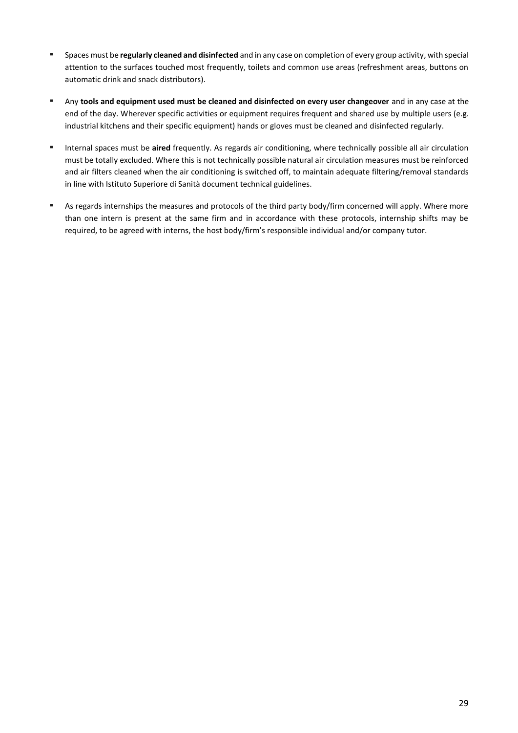- Spaces must be **regularly cleaned and disinfected** and in any case on completion of every group activity, with special attention to the surfaces touched most frequently, toilets and common use areas (refreshment areas, buttons on automatic drink and snack distributors).
- Any **tools and equipment used must be cleaned and disinfected on every user changeover** and in any case at the end of the day. Wherever specific activities or equipment requires frequent and shared use by multiple users (e.g. industrial kitchens and their specific equipment) hands or gloves must be cleaned and disinfected regularly.
- Internal spaces must be **aired** frequently. As regards air conditioning, where technically possible all air circulation must be totally excluded. Where this is not technically possible natural air circulation measures must be reinforced and air filters cleaned when the air conditioning is switched off, to maintain adequate filtering/removal standards in line with Istituto Superiore di Sanità document technical guidelines.
- As regards internships the measures and protocols of the third party body/firm concerned will apply. Where more than one intern is present at the same firm and in accordance with these protocols, internship shifts may be required, to be agreed with interns, the host body/firm's responsible individual and/or company tutor.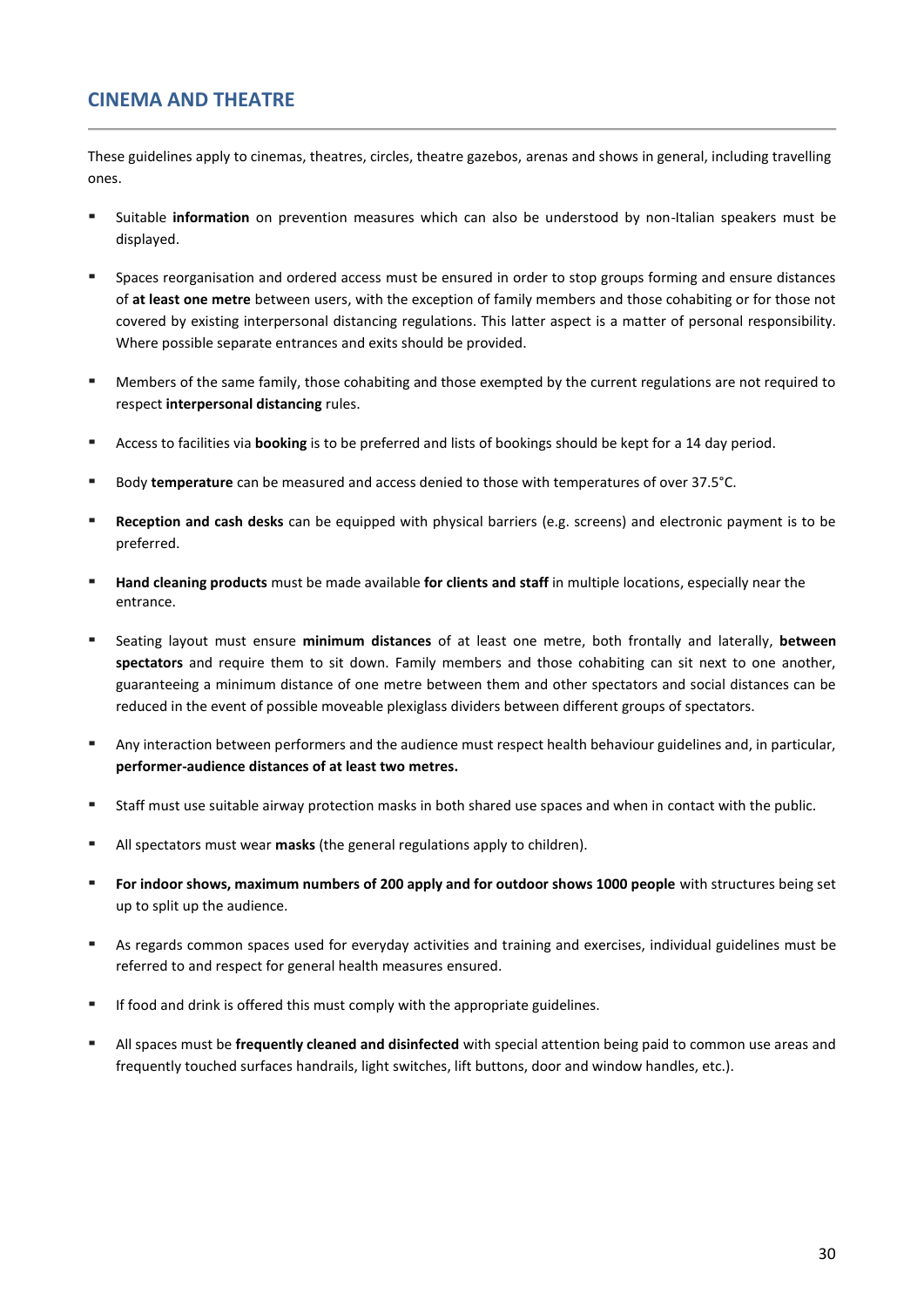## CINEMA AND THEATRE

These guidelines apply to cinemas, theatres, circles, theatre gazebos, arenas and shows in general, including travelling ones.

- Suitable **information** on prevention measures which can also be understood by non-Italian speakers must be displayed.
- Spaces reorganisation and ordered access must be ensured in order to stop groups forming and ensure distances of **at least one metre** between users, with the exception of family members and those cohabiting or for those not covered by existing interpersonal distancing regulations. This latter aspect is a matter of personal responsibility. Where possible separate entrances and exits should be provided.
- Members of the same family, those cohabiting and those exempted by the current regulations are not required to respect **interpersonal distancing** rules.
- Access to facilities via **booking** is to be preferred and lists of bookings should be kept for a 14 day period.
- Body **temperature** can be measured and access denied to those with temperatures of over 37.5°C.
- **Reception and cash desks** can be equipped with physical barriers (e.g. screens) and electronic payment is to be preferred.
- **Hand cleaning products** must be made available **for clients and staff** in multiple locations, especially near the entrance.
- Seating layout must ensure **minimum distances** of at least one metre, both frontally and laterally, **between spectators** and require them to sit down. Family members and those cohabiting can sit next to one another, guaranteeing a minimum distance of one metre between them and other spectators and social distances can be reduced in the event of possible moveable plexiglass dividers between different groups of spectators.
- Any interaction between performers and the audience must respect health behaviour guidelines and, in particular, **performer-audience distances of at least two metres.**
- Staff must use suitable airway protection masks in both shared use spaces and when in contact with the public.
- All spectators must wear **masks** (the general regulations apply to children).
- **For indoor shows, maximum numbers of 200 apply and for outdoor shows 1000 people** with structures being set up to split up the audience.
- As regards common spaces used for everyday activities and training and exercises, individual guidelines must be referred to and respect for general health measures ensured.
- If food and drink is offered this must comply with the appropriate guidelines.
- All spaces must be **frequently cleaned and disinfected** with special attention being paid to common use areas and frequently touched surfaces handrails, light switches, lift buttons, door and window handles, etc.).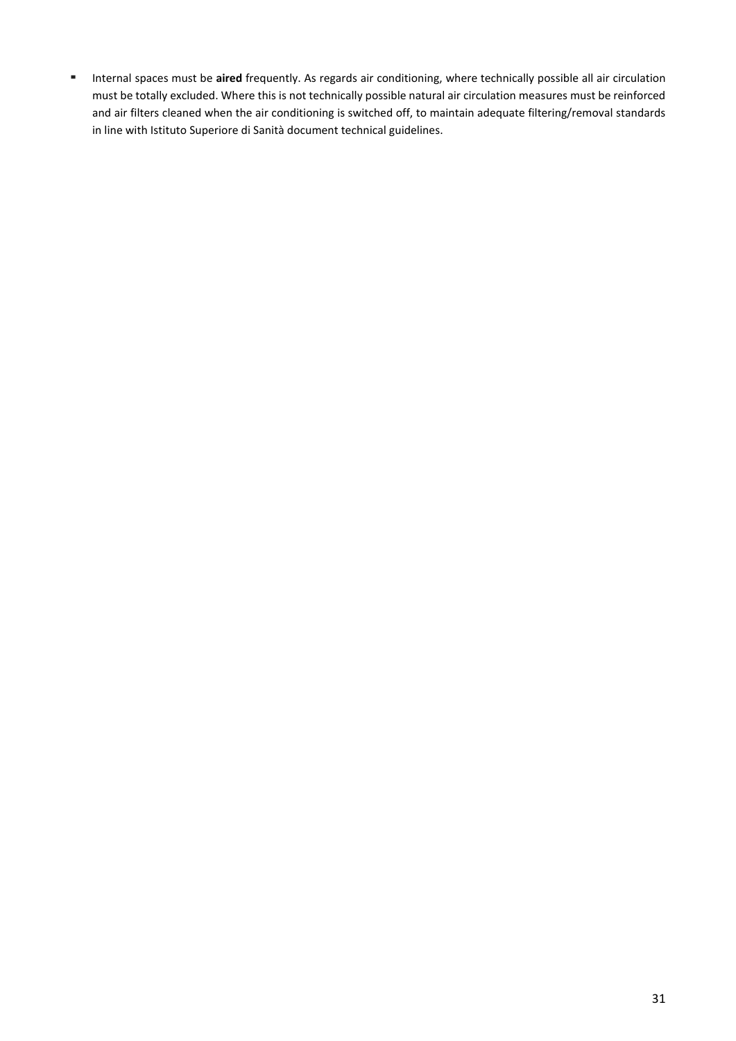- Internal spaces must be **aired** frequently. As regards air conditioning, where technically possible all air circulation must be totally excluded. Where this is not technically possible natural air circulation measures must be reinforced and air filters cleaned when the air conditioning is switched off, to maintain adequate filtering/removal standards in line with Istituto Superiore di Sanità document technical guidelines.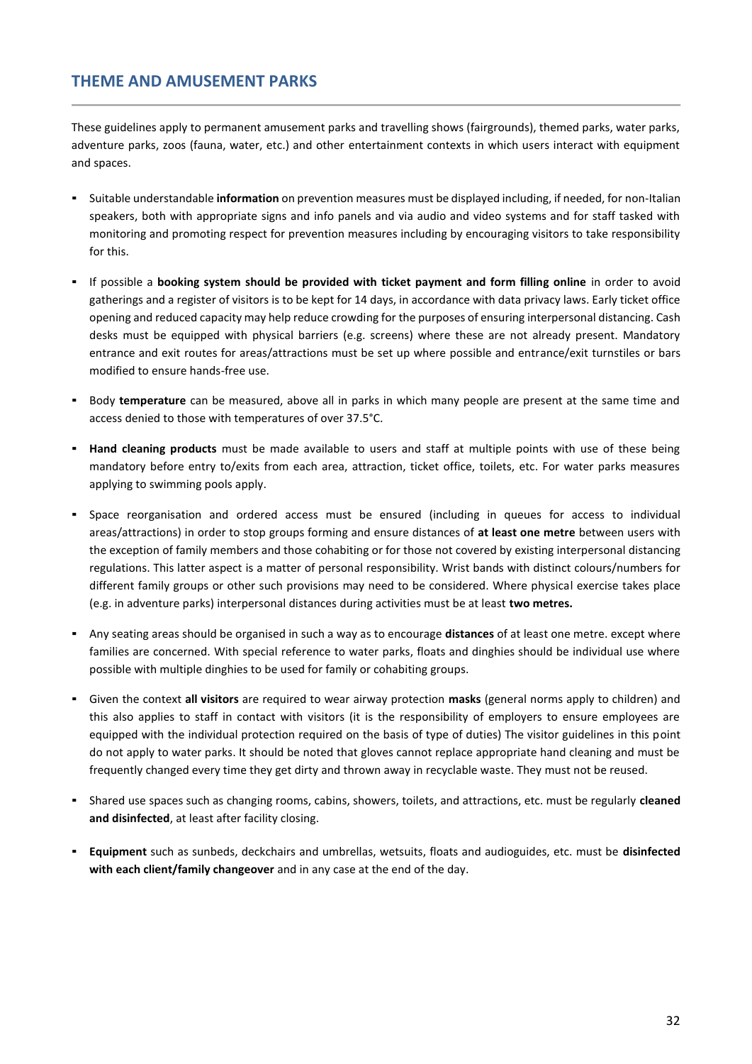## THEME AND AMUSEMENT PARKS

These guidelines apply to permanent amusement parks and travelling shows (fairgrounds), themed parks, water parks, adventure parks, zoos (fauna, water, etc.) and other entertainment contexts in which users interact with equipment and spaces.

- Suitable understandable **information** on prevention measures must be displayed including, if needed, for non-Italian speakers, both with appropriate signs and info panels and via audio and video systems and for staff tasked with monitoring and promoting respect for prevention measures including by encouraging visitors to take responsibility for this.
- If possible a **booking system should be provided with ticket payment and form filling online** in order to avoid gatherings and a register of visitors is to be kept for 14 days, in accordance with data privacy laws. Early ticket office opening and reduced capacity may help reduce crowding for the purposes of ensuring interpersonal distancing. Cash desks must be equipped with physical barriers (e.g. screens) where these are not already present. Mandatory entrance and exit routes for areas/attractions must be set up where possible and entrance/exit turnstiles or bars modified to ensure hands-free use.
- Body **temperature** can be measured, above all in parks in which many people are present at the same time and access denied to those with temperatures of over 37.5°C.
- **Hand cleaning products** must be made available to users and staff at multiple points with use of these being mandatory before entry to/exits from each area, attraction, ticket office, toilets, etc. For water parks measures applying to swimming pools apply.
- Space reorganisation and ordered access must be ensured (including in queues for access to individual areas/attractions) in order to stop groups forming and ensure distances of **at least one metre** between users with the exception of family members and those cohabiting or for those not covered by existing interpersonal distancing regulations. This latter aspect is a matter of personal responsibility. Wrist bands with distinct colours/numbers for different family groups or other such provisions may need to be considered. Where physical exercise takes place (e.g. in adventure parks) interpersonal distances during activities must be at least **two metres.**
- Any seating areas should be organised in such a way as to encourage **distances** of at least one metre. except where families are concerned. With special reference to water parks, floats and dinghies should be individual use where possible with multiple dinghies to be used for family or cohabiting groups.
- Given the context **all visitors** are required to wear airway protection **masks** (general norms apply to children) and this also applies to staff in contact with visitors (it is the responsibility of employers to ensure employees are equipped with the individual protection required on the basis of type of duties) The visitor guidelines in this point do not apply to water parks. It should be noted that gloves cannot replace appropriate hand cleaning and must be frequently changed every time they get dirty and thrown away in recyclable waste. They must not be reused.
- Shared use spaces such as changing rooms, cabins, showers, toilets, and attractions, etc. must be regularly **cleaned and disinfected**, at least after facility closing.
- **Equipment** such as sunbeds, deckchairs and umbrellas, wetsuits, floats and audioguides, etc. must be **disinfected with each client/family changeover** and in any case at the end of the day.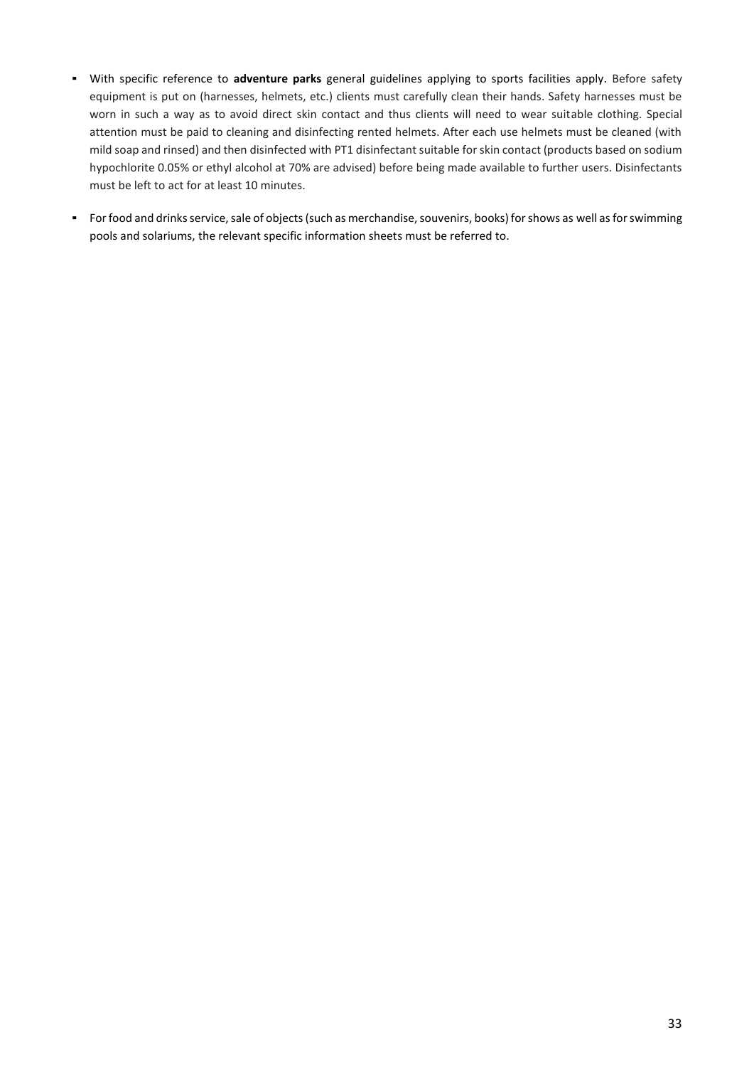- With specific reference to **adventure parks** general guidelines applying to sports facilities apply. Before safety equipment is put on (harnesses, helmets, etc.) clients must carefully clean their hands. Safety harnesses must be worn in such a way as to avoid direct skin contact and thus clients will need to wear suitable clothing. Special attention must be paid to cleaning and disinfecting rented helmets. After each use helmets must be cleaned (with mild soap and rinsed) and then disinfected with PT1 disinfectant suitable for skin contact (products based on sodium hypochlorite 0.05% or ethyl alcohol at 70% are advised) before being made available to further users. Disinfectants must be left to act for at least 10 minutes.
- For food and drinks service, sale of objects (such as merchandise, souvenirs, books) for shows as well as for swimming pools and solariums, the relevant specific information sheets must be referred to.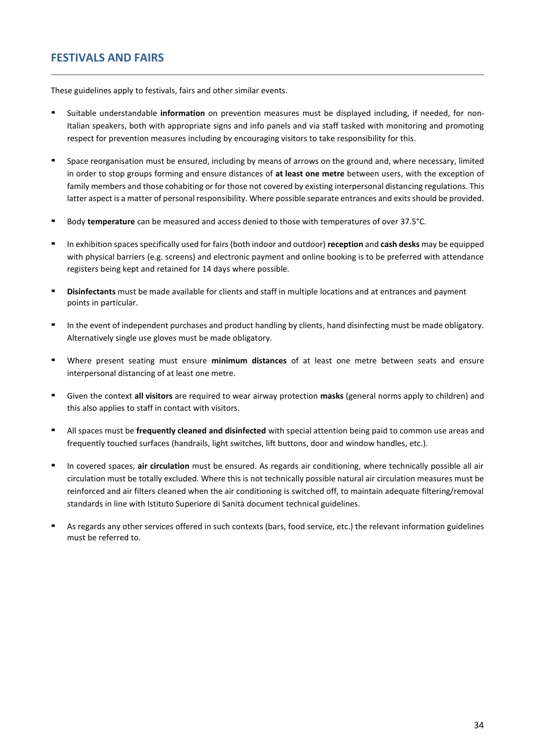## FESTIVALS AND FAIRS

These guidelines apply to festivals, fairs and other similar events.

- Suitable understandable **information** on prevention measures must be displayed including, if needed, for non-Italian speakers, both with appropriate signs and info panels and via staff tasked with monitoring and promoting respect for prevention measures including by encouraging visitors to take responsibility for this.

- Space reorganisation must be ensured, including by means of arrows on the ground and, where necessary, limited in order to stop groups forming and ensure distances of **at least one metre** between users, with the exception of family members and those cohabiting or for those not covered by existing interpersonal distancing regulations. This latter aspect is a matter of personal responsibility. Where possible separate entrances and exits should be provided.

- Body **temperature** can be measured and access denied to those with temperatures of over 37.5°C.

- In exhibition spaces specifically used for fairs (both indoor and outdoor) **reception** and **cash desks** may be equipped with physical barriers (e.g. screens) and electronic payment and online booking is to be preferred with attendance registers being kept and retained for 14 days where possible.

- **Disinfectants** must be made available for clients and staff in multiple locations and at entrances and payment points in particular.

- In the event of independent purchases and product handling by clients, hand disinfecting must be made obligatory. Alternatively single use gloves must be made obligatory.

- Where present seating must ensure **minimum distances** of at least one metre between seats and ensure interpersonal distancing of at least one metre.

- Given the context **all visitors** are required to wear airway protection **masks** (general norms apply to children) and this also applies to staff in contact with visitors.

- All spaces must be **frequently cleaned and disinfected** with special attention being paid to common use areas and frequently touched surfaces (handrails, light switches, lift buttons, door and window handles, etc.).

- In covered spaces, **air circulation** must be ensured. As regards air conditioning, where technically possible all air circulation must be totally excluded. Where this is not technically possible natural air circulation measures must be reinforced and air filters cleaned when the air conditioning is switched off, to maintain adequate filtering/removal standards in line with Istituto Superiore di Sanità document technical guidelines.

- As regards any other services offered in such contexts (bars, food service, etc.) the relevant information guidelines must be referred to.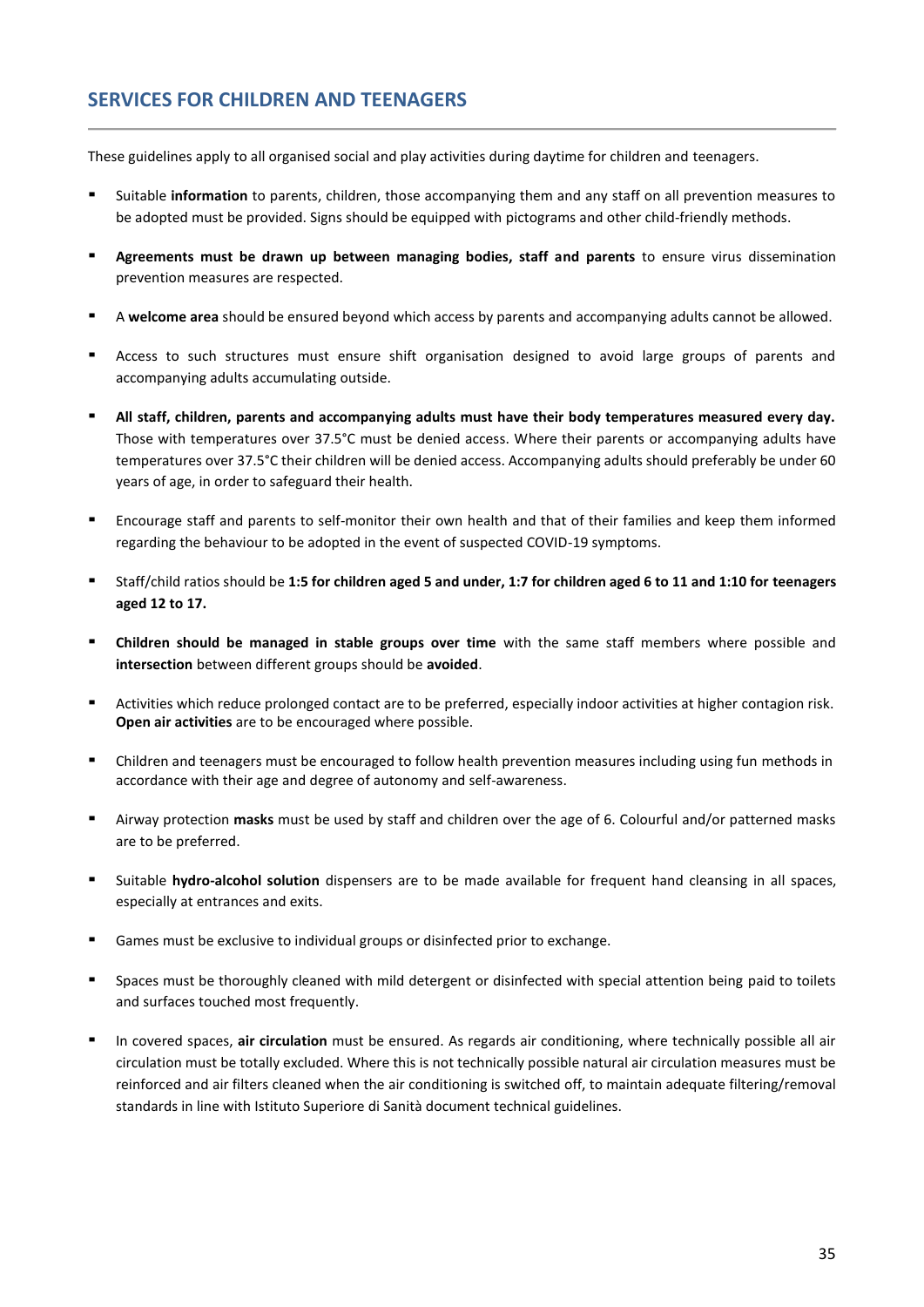## SERVICES FOR CHILDREN AND TEENAGERS

These guidelines apply to all organised social and play activities during daytime for children and teenagers.

- Suitable **information** to parents, children, those accompanying them and any staff on all prevention measures to be adopted must be provided. Signs should be equipped with pictograms and other child-friendly methods.
- **Agreements must be drawn up between managing bodies, staff and parents** to ensure virus dissemination prevention measures are respected.
- A **welcome area** should be ensured beyond which access by parents and accompanying adults cannot be allowed.
- Access to such structures must ensure shift organisation designed to avoid large groups of parents and accompanying adults accumulating outside.
- **All staff, children, parents and accompanying adults must have their body temperatures measured every day.** Those with temperatures over 37.5°C must be denied access. Where their parents or accompanying adults have temperatures over 37.5°C their children will be denied access. Accompanying adults should preferably be under 60 years of age, in order to safeguard their health.
- Encourage staff and parents to self-monitor their own health and that of their families and keep them informed regarding the behaviour to be adopted in the event of suspected COVID-19 symptoms.
- Staff/child ratios should be **1:5 for children aged 5 and under, 1:7 for children aged 6 to 11 and 1:10 for teenagers aged 12 to 17.**
- **Children should be managed in stable groups over time** with the same staff members where possible and **intersection** between different groups should be **avoided**.
- Activities which reduce prolonged contact are to be preferred, especially indoor activities at higher contagion risk. **Open air activities** are to be encouraged where possible.
- Children and teenagers must be encouraged to follow health prevention measures including using fun methods in accordance with their age and degree of autonomy and self-awareness.
- Airway protection **masks** must be used by staff and children over the age of 6. Colourful and/or patterned masks are to be preferred.
- Suitable **hydro-alcohol solution** dispensers are to be made available for frequent hand cleansing in all spaces, especially at entrances and exits.
- Games must be exclusive to individual groups or disinfected prior to exchange.
- Spaces must be thoroughly cleaned with mild detergent or disinfected with special attention being paid to toilets and surfaces touched most frequently.
- In covered spaces, **air circulation** must be ensured. As regards air conditioning, where technically possible all air circulation must be totally excluded. Where this is not technically possible natural air circulation measures must be reinforced and air filters cleaned when the air conditioning is switched off, to maintain adequate filtering/removal standards in line with Istituto Superiore di Sanità document technical guidelines.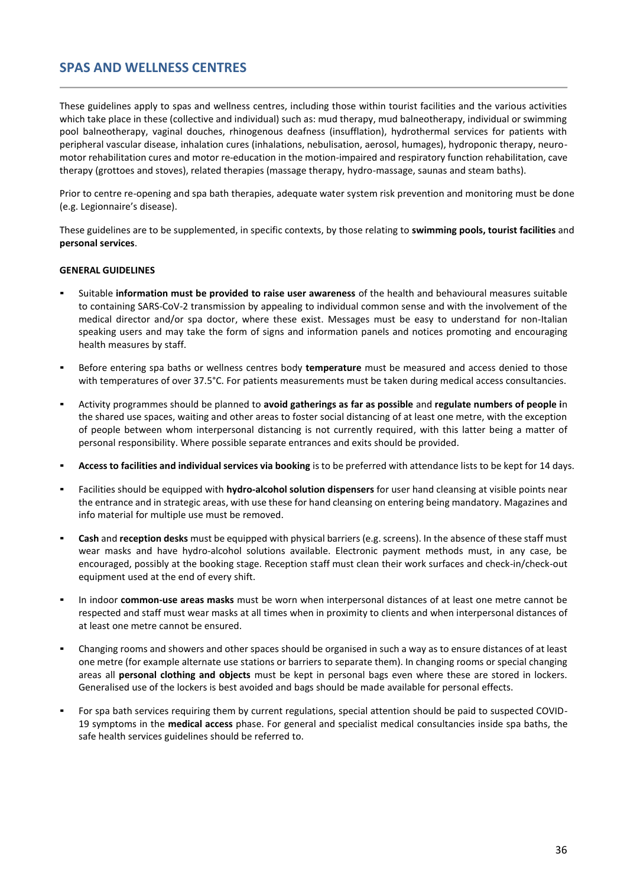## SPAS AND WELLNESS CENTRES

These guidelines apply to spas and wellness centres, including those within tourist facilities and the various activities which take place in these (collective and individual) such as: mud therapy, mud balneotherapy, individual or swimming pool balneotherapy, vaginal douches, rhinogenous deafness (insufflation), hydrothermal services for patients with peripheral vascular disease, inhalation cures (inhalations, nebulisation, aerosol, humages), hydroponic therapy, neuro-motor rehabilitation cures and motor re-education in the motion-impaired and respiratory function rehabilitation, cave therapy (grottoes and stoves), related therapies (massage therapy, hydro-massage, saunas and steam baths).

Prior to centre re-opening and spa bath therapies, adequate water system risk prevention and monitoring must be done (e.g. Legionnaire's disease).

These guidelines are to be supplemented, in specific contexts, by those relating to **swimming pools, tourist facilities** and **personal services**.

**GENERAL GUIDELINES**

- Suitable **information must be provided to raise user awareness** of the health and behavioural measures suitable to containing SARS-CoV-2 transmission by appealing to individual common sense and with the involvement of the medical director and/or spa doctor, where these exist. Messages must be easy to understand for non-Italian speaking users and may take the form of signs and information panels and notices promoting and encouraging health measures by staff.
- Before entering spa baths or wellness centres body **temperature** must be measured and access denied to those with temperatures of over 37.5°C. For patients measurements must be taken during medical access consultancies.
- Activity programmes should be planned to **avoid gatherings as far as possible** and **regulate numbers of people i**n the shared use spaces, waiting and other areas to foster social distancing of at least one metre, with the exception of people between whom interpersonal distancing is not currently required, with this latter being a matter of personal responsibility. Where possible separate entrances and exits should be provided.
- **Access to facilities and individual services via booking** is to be preferred with attendance lists to be kept for 14 days.
- Facilities should be equipped with **hydro-alcohol solution dispensers** for user hand cleansing at visible points near the entrance and in strategic areas, with use these for hand cleansing on entering being mandatory. Magazines and info material for multiple use must be removed.
- **Cash** and **reception desks** must be equipped with physical barriers (e.g. screens). In the absence of these staff must wear masks and have hydro-alcohol solutions available. Electronic payment methods must, in any case, be encouraged, possibly at the booking stage. Reception staff must clean their work surfaces and check-in/check-out equipment used at the end of every shift.
- In indoor **common-use areas masks** must be worn when interpersonal distances of at least one metre cannot be respected and staff must wear masks at all times when in proximity to clients and when interpersonal distances of at least one metre cannot be ensured.
- Changing rooms and showers and other spaces should be organised in such a way as to ensure distances of at least one metre (for example alternate use stations or barriers to separate them). In changing rooms or special changing areas all **personal clothing and objects** must be kept in personal bags even where these are stored in lockers. Generalised use of the lockers is best avoided and bags should be made available for personal effects.
- For spa bath services requiring them by current regulations, special attention should be paid to suspected COVID-19 symptoms in the **medical access** phase. For general and specialist medical consultancies inside spa baths, the safe health services guidelines should be referred to.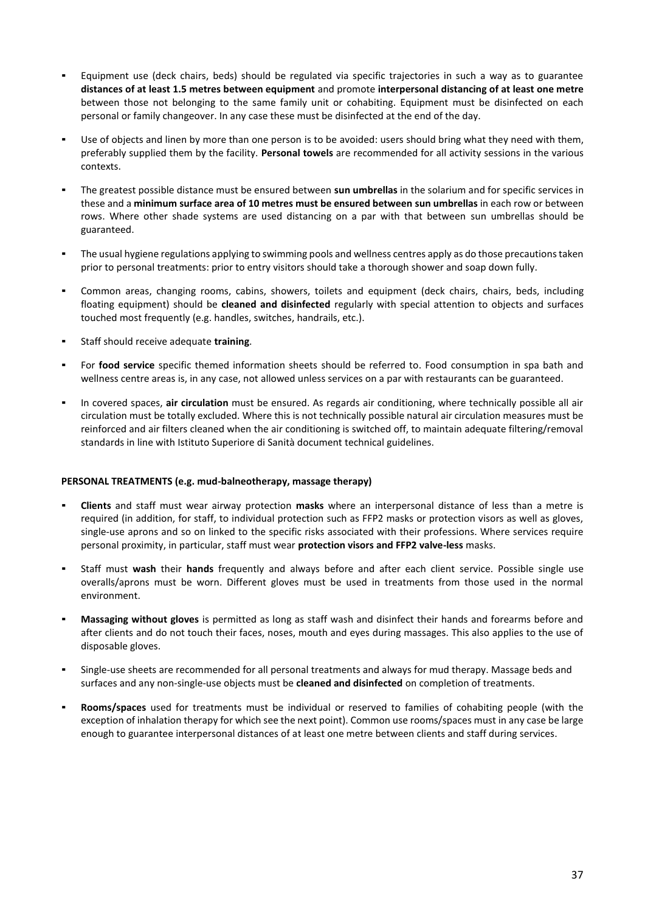- Equipment use (deck chairs, beds) should be regulated via specific trajectories in such a way as to guarantee **distances of at least 1.5 metres between equipment** and promote **interpersonal distancing of at least one metre** between those not belonging to the same family unit or cohabiting. Equipment must be disinfected on each personal or family changeover. In any case these must be disinfected at the end of the day.

- Use of objects and linen by more than one person is to be avoided: users should bring what they need with them, preferably supplied them by the facility. **Personal towels** are recommended for all activity sessions in the various contexts.

- The greatest possible distance must be ensured between **sun umbrellas** in the solarium and for specific services in these and a **minimum surface area of 10 metres must be ensured between sun umbrellas** in each row or between rows. Where other shade systems are used distancing on a par with that between sun umbrellas should be guaranteed.

- The usual hygiene regulations applying to swimming pools and wellness centres apply as do those precautions taken prior to personal treatments: prior to entry visitors should take a thorough shower and soap down fully.

- Common areas, changing rooms, cabins, showers, toilets and equipment (deck chairs, chairs, beds, including floating equipment) should be **cleaned and disinfected** regularly with special attention to objects and surfaces touched most frequently (e.g. handles, switches, handrails, etc.).

- Staff should receive adequate **training**.

- For **food service** specific themed information sheets should be referred to. Food consumption in spa bath and wellness centre areas is, in any case, not allowed unless services on a par with restaurants can be guaranteed.

- In covered spaces, **air circulation** must be ensured. As regards air conditioning, where technically possible all air circulation must be totally excluded. Where this is not technically possible natural air circulation measures must be reinforced and air filters cleaned when the air conditioning is switched off, to maintain adequate filtering/removal standards in line with Istituto Superiore di Sanità document technical guidelines.

**PERSONAL TREATMENTS (e.g. mud-balneotherapy, massage therapy)**

- **Clients** and staff must wear airway protection **masks** where an interpersonal distance of less than a metre is required (in addition, for staff, to individual protection such as FFP2 masks or protection visors as well as gloves, single-use aprons and so on linked to the specific risks associated with their professions. Where services require personal proximity, in particular, staff must wear **protection visors and FFP2 valve-less** masks.

- Staff must **wash** their **hands** frequently and always before and after each client service. Possible single use overalls/aprons must be worn. Different gloves must be used in treatments from those used in the normal environment.

- **Massaging without gloves** is permitted as long as staff wash and disinfect their hands and forearms before and after clients and do not touch their faces, noses, mouth and eyes during massages. This also applies to the use of disposable gloves.

- Single-use sheets are recommended for all personal treatments and always for mud therapy. Massage beds and surfaces and any non-single-use objects must be **cleaned and disinfected** on completion of treatments.

- **Rooms/spaces** used for treatments must be individual or reserved to families of cohabiting people (with the exception of inhalation therapy for which see the next point). Common use rooms/spaces must in any case be large enough to guarantee interpersonal distances of at least one metre between clients and staff during services.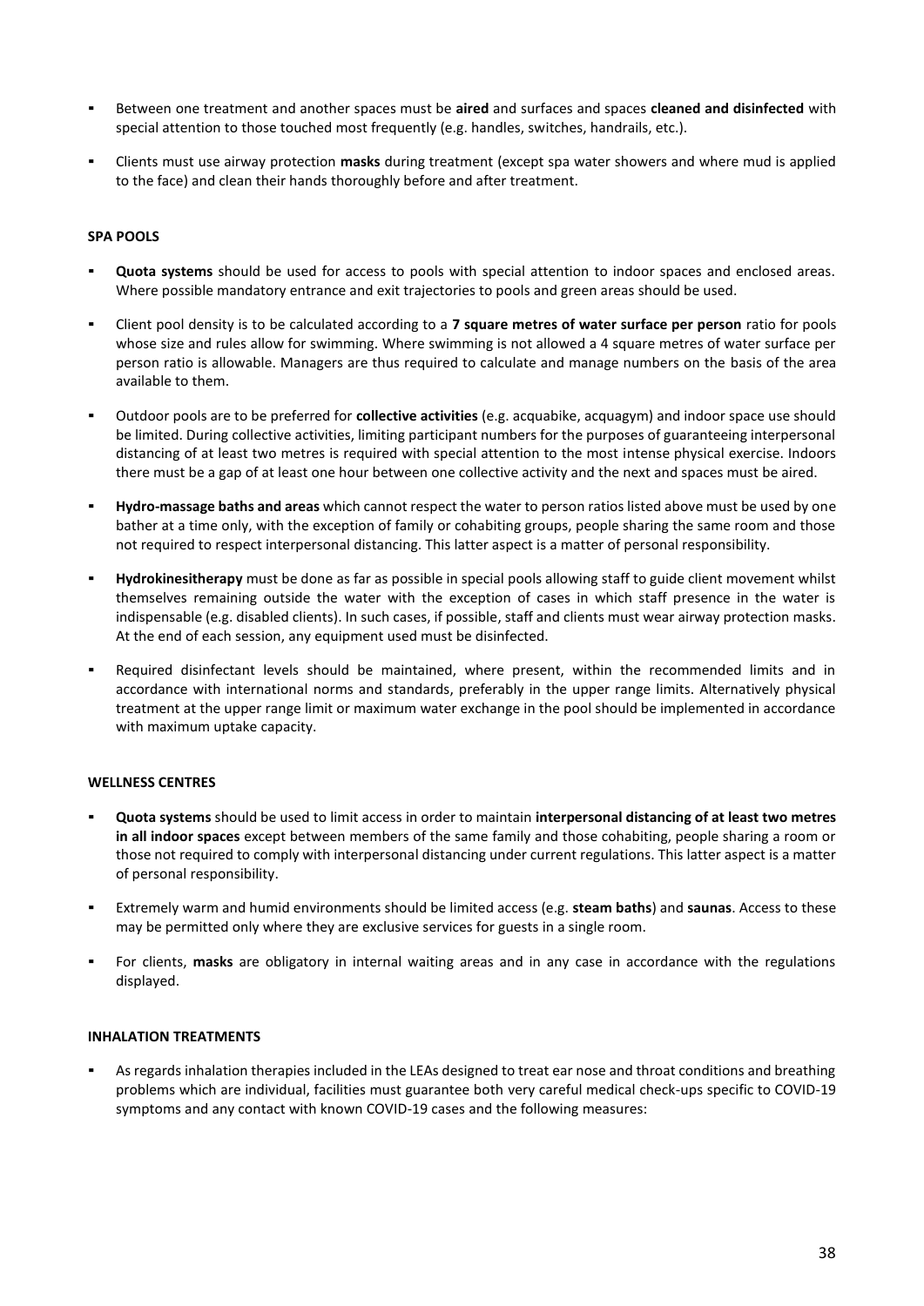- Between one treatment and another spaces must be **aired** and surfaces and spaces **cleaned and disinfected** with special attention to those touched most frequently (e.g. handles, switches, handrails, etc.).
- Clients must use airway protection **masks** during treatment (except spa water showers and where mud is applied to the face) and clean their hands thoroughly before and after treatment.

**SPA POOLS**

- **Quota systems** should be used for access to pools with special attention to indoor spaces and enclosed areas. Where possible mandatory entrance and exit trajectories to pools and green areas should be used.
- Client pool density is to be calculated according to a **7 square metres of water surface per person** ratio for pools whose size and rules allow for swimming. Where swimming is not allowed a 4 square metres of water surface per person ratio is allowable. Managers are thus required to calculate and manage numbers on the basis of the area available to them.
- Outdoor pools are to be preferred for **collective activities** (e.g. acquabike, acquagym) and indoor space use should be limited. During collective activities, limiting participant numbers for the purposes of guaranteeing interpersonal distancing of at least two metres is required with special attention to the most intense physical exercise. Indoors there must be a gap of at least one hour between one collective activity and the next and spaces must be aired.
- **Hydro-massage baths and areas** which cannot respect the water to person ratios listed above must be used by one bather at a time only, with the exception of family or cohabiting groups, people sharing the same room and those not required to respect interpersonal distancing. This latter aspect is a matter of personal responsibility.
- **Hydrokinesitherapy** must be done as far as possible in special pools allowing staff to guide client movement whilst themselves remaining outside the water with the exception of cases in which staff presence in the water is indispensable (e.g. disabled clients). In such cases, if possible, staff and clients must wear airway protection masks. At the end of each session, any equipment used must be disinfected.
- Required disinfectant levels should be maintained, where present, within the recommended limits and in accordance with international norms and standards, preferably in the upper range limits. Alternatively physical treatment at the upper range limit or maximum water exchange in the pool should be implemented in accordance with maximum uptake capacity.

**WELLNESS CENTRES**

- **Quota systems** should be used to limit access in order to maintain **interpersonal distancing of at least two metres in all indoor spaces** except between members of the same family and those cohabiting, people sharing a room or those not required to comply with interpersonal distancing under current regulations. This latter aspect is a matter of personal responsibility.
- Extremely warm and humid environments should be limited access (e.g. **steam baths**) and **saunas**. Access to these may be permitted only where they are exclusive services for guests in a single room.
- For clients, **masks** are obligatory in internal waiting areas and in any case in accordance with the regulations displayed.

**INHALATION TREATMENTS**

- As regards inhalation therapies included in the LEAs designed to treat ear nose and throat conditions and breathing problems which are individual, facilities must guarantee both very careful medical check-ups specific to COVID-19 symptoms and any contact with known COVID-19 cases and the following measures: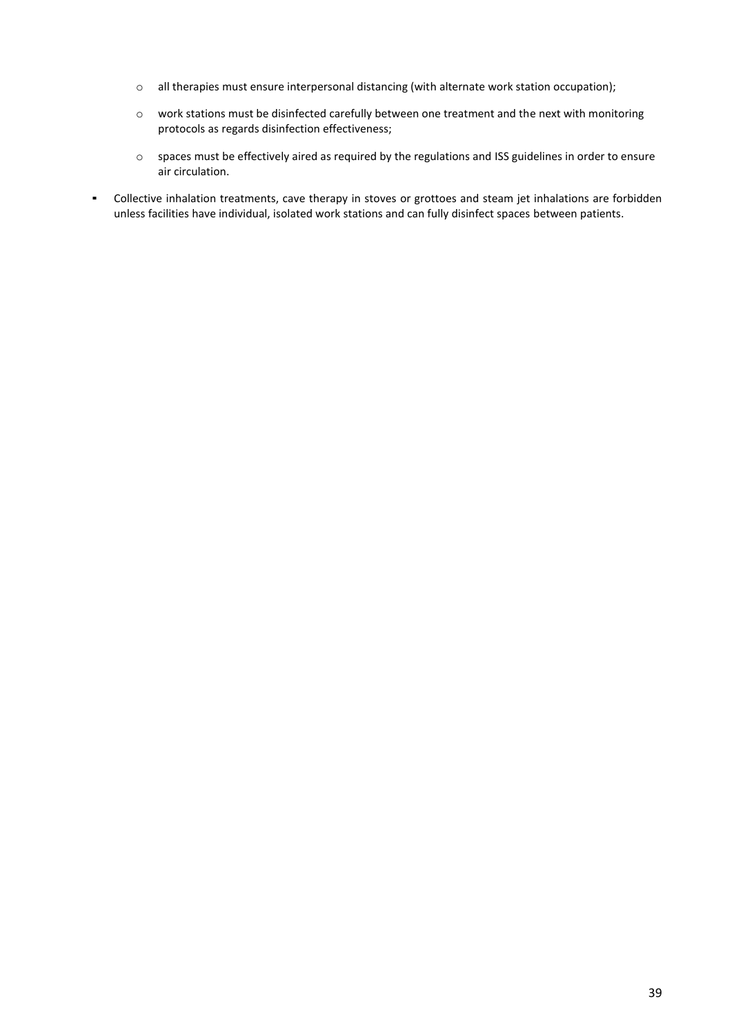- all therapies must ensure interpersonal distancing (with alternate work station occupation);
  - work stations must be disinfected carefully between one treatment and the next with monitoring protocols as regards disinfection effectiveness;
  - spaces must be effectively aired as required by the regulations and ISS guidelines in order to ensure air circulation.
- Collective inhalation treatments, cave therapy in stoves or grottoes and steam jet inhalations are forbidden unless facilities have individual, isolated work stations and can fully disinfect spaces between patients.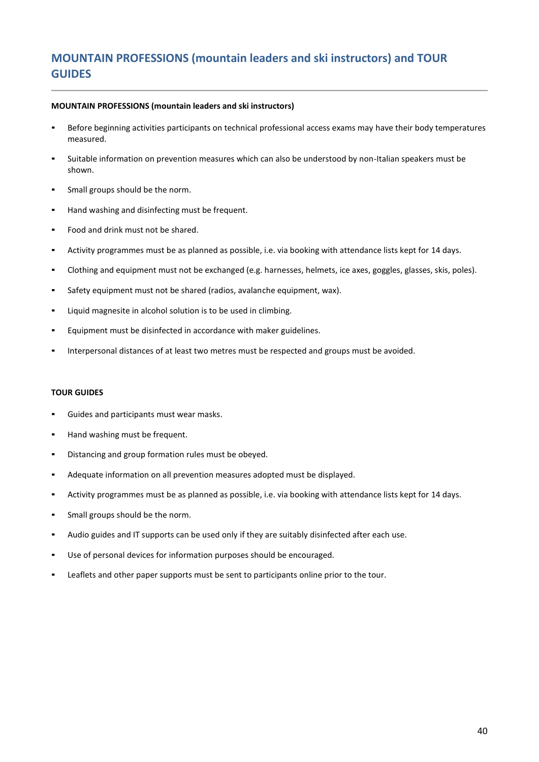## MOUNTAIN PROFESSIONS (mountain leaders and ski instructors) and TOUR GUIDES

**MOUNTAIN PROFESSIONS (mountain leaders and ski instructors)**

- Before beginning activities participants on technical professional access exams may have their body temperatures measured.
- Suitable information on prevention measures which can also be understood by non-Italian speakers must be shown.
- Small groups should be the norm.
- Hand washing and disinfecting must be frequent.
- Food and drink must not be shared.
- Activity programmes must be as planned as possible, i.e. via booking with attendance lists kept for 14 days.
- Clothing and equipment must not be exchanged (e.g. harnesses, helmets, ice axes, goggles, glasses, skis, poles).
- Safety equipment must not be shared (radios, avalanche equipment, wax).
- Liquid magnesite in alcohol solution is to be used in climbing.
- Equipment must be disinfected in accordance with maker guidelines.
- Interpersonal distances of at least two metres must be respected and groups must be avoided.

**TOUR GUIDES**

- Guides and participants must wear masks.
- Hand washing must be frequent.
- Distancing and group formation rules must be obeyed.
- Adequate information on all prevention measures adopted must be displayed.
- Activity programmes must be as planned as possible, i.e. via booking with attendance lists kept for 14 days.
- Small groups should be the norm.
- Audio guides and IT supports can be used only if they are suitably disinfected after each use.
- Use of personal devices for information purposes should be encouraged.
- Leaflets and other paper supports must be sent to participants online prior to the tour.